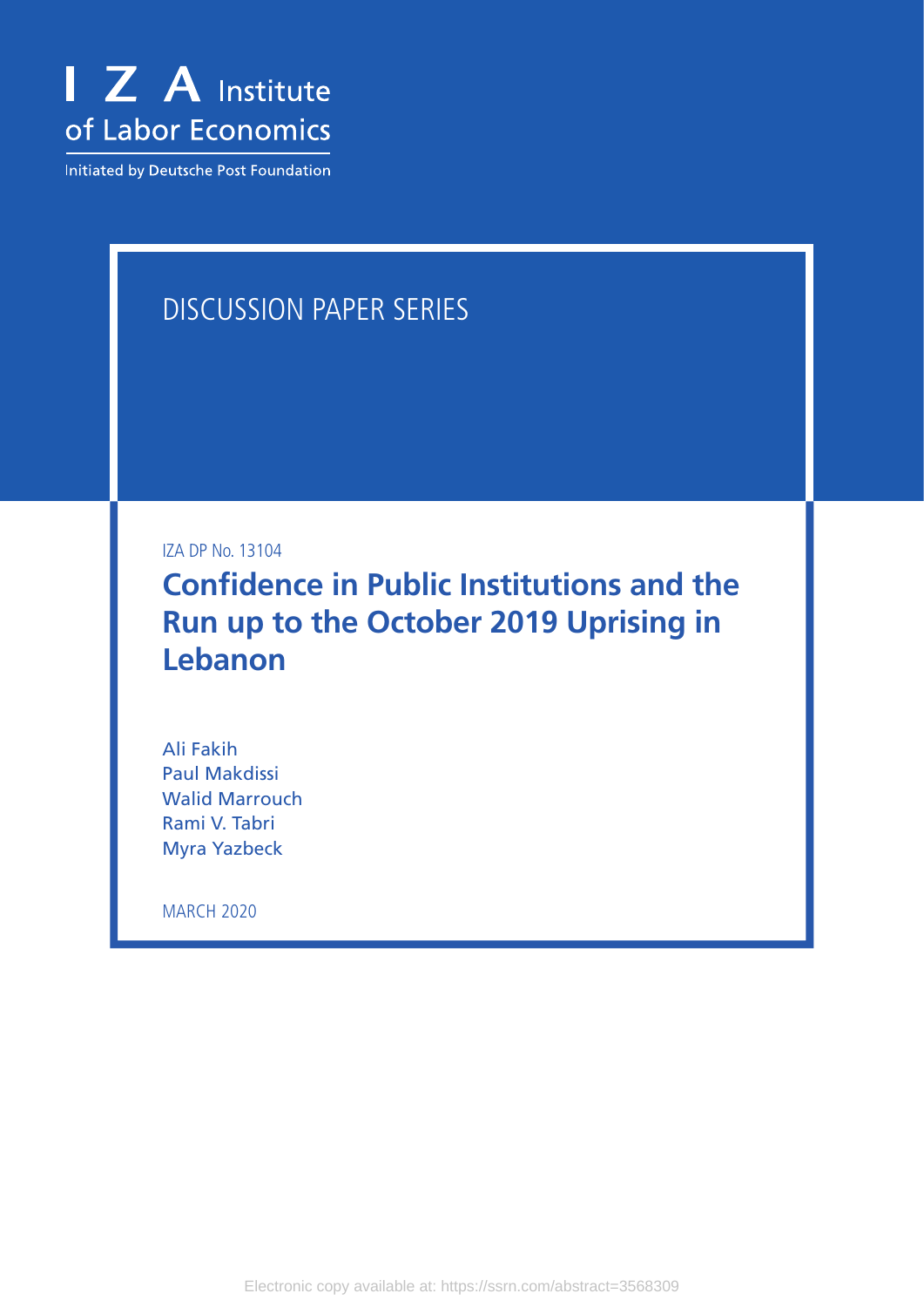I Z A Institute of Labor Economics

Initiated by Deutsche Post Foundation

DISCUSSION PAPER SERIES

IZA DP No. 13104

# Confidence in Public Institutions and the Run up to the October 2019 Uprising in Lebanon

Ali Fakih
Paul Makdissi
Walid Marrouch
Rami V. Tabri
Myra Yazbeck

MARCH 2020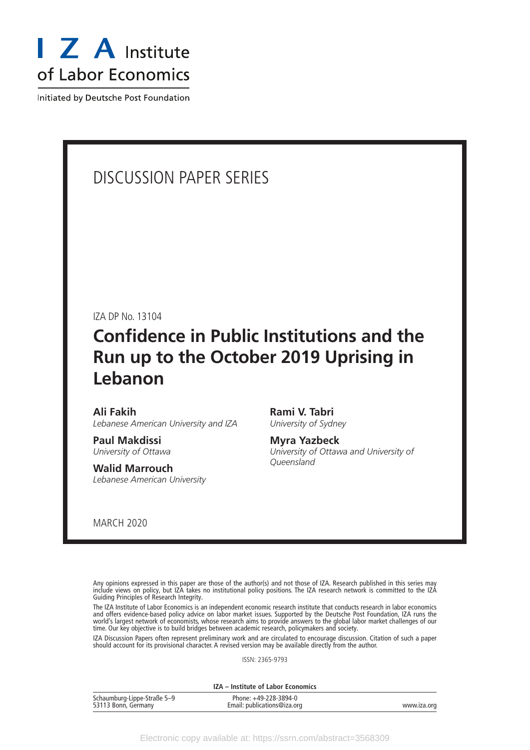I Z A Institute of Labor Economics

Initiated by Deutsche Post Foundation

# DISCUSSION PAPER SERIES

IZA DP No. 13104

## Confidence in Public Institutions and the Run up to the October 2019 Uprising in Lebanon

**Ali Fakih**
*Lebanese American University and IZA*

**Paul Makdissi**
*University of Ottawa*

**Walid Marrouch**
*Lebanese American University*

**Rami V. Tabri**
*University of Sydney*

**Myra Yazbeck**
*University of Ottawa and University of Queensland*

MARCH 2020

Any opinions expressed in this paper are those of the author(s) and not those of IZA. Research published in this series may include views on policy, but IZA takes no institutional policy positions. The IZA research network is committed to the IZA Guiding Principles of Research Integrity.

The IZA Institute of Labor Economics is an independent economic research institute that conducts research in labor economics and offers evidence-based policy advice on labor market issues. Supported by the Deutsche Post Foundation, IZA runs the world's largest network of economists, whose research aims to provide answers to the global labor market challenges of our time. Our key objective is to build bridges between academic research, policymakers and society.

IZA Discussion Papers often represent preliminary work and are circulated to encourage discussion. Citation of such a paper should account for its provisional character. A revised version may be available directly from the author.

ISSN: 2365-9793

**IZA – Institute of Labor Economics**

Schaumburg-Lippe-Straße 5–9
53113 Bonn, Germany

Phone: +49-228-3894-0
Email: publications@iza.org

www.iza.org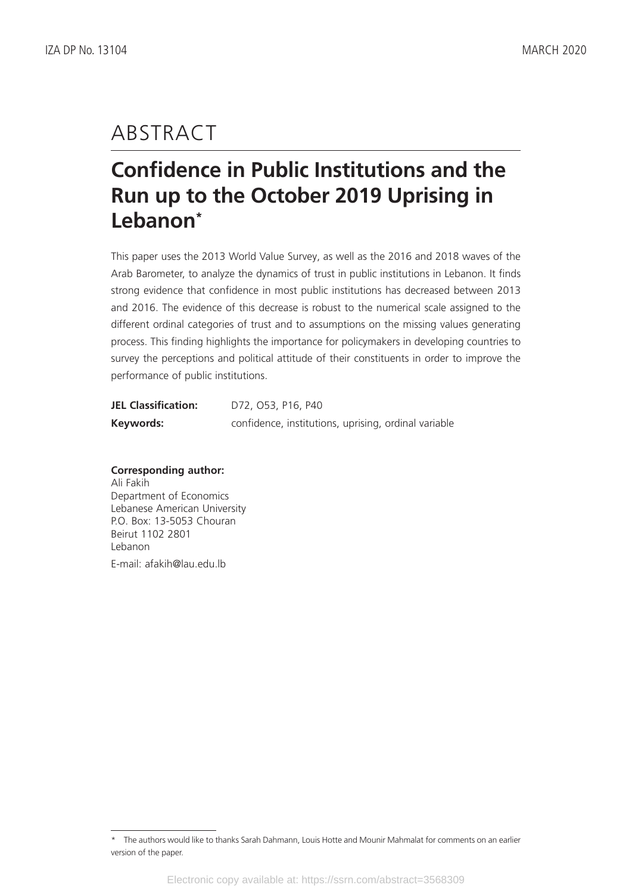# ABSTRACT

## Confidence in Public Institutions and the Run up to the October 2019 Uprising in Lebanon*

This paper uses the 2013 World Value Survey, as well as the 2016 and 2018 waves of the Arab Barometer, to analyze the dynamics of trust in public institutions in Lebanon. It finds strong evidence that confidence in most public institutions has decreased between 2013 and 2016. The evidence of this decrease is robust to the numerical scale assigned to the different ordinal categories of trust and to assumptions on the missing values generating process. This finding highlights the importance for policymakers in developing countries to survey the perceptions and political attitude of their constituents in order to improve the performance of public institutions.

**JEL Classification:** D72, O53, P16, P40

**Keywords:** confidence, institutions, uprising, ordinal variable

**Corresponding author:**
Ali Fakih
Department of Economics
Lebanese American University
P.O. Box: 13-5053 Chouran
Beirut 1102 2801
Lebanon

E-mail: afakih@lau.edu.lb

---

* The authors would like to thanks Sarah Dahmann, Louis Hotte and Mounir Mahmalat for comments on an earlier version of the paper.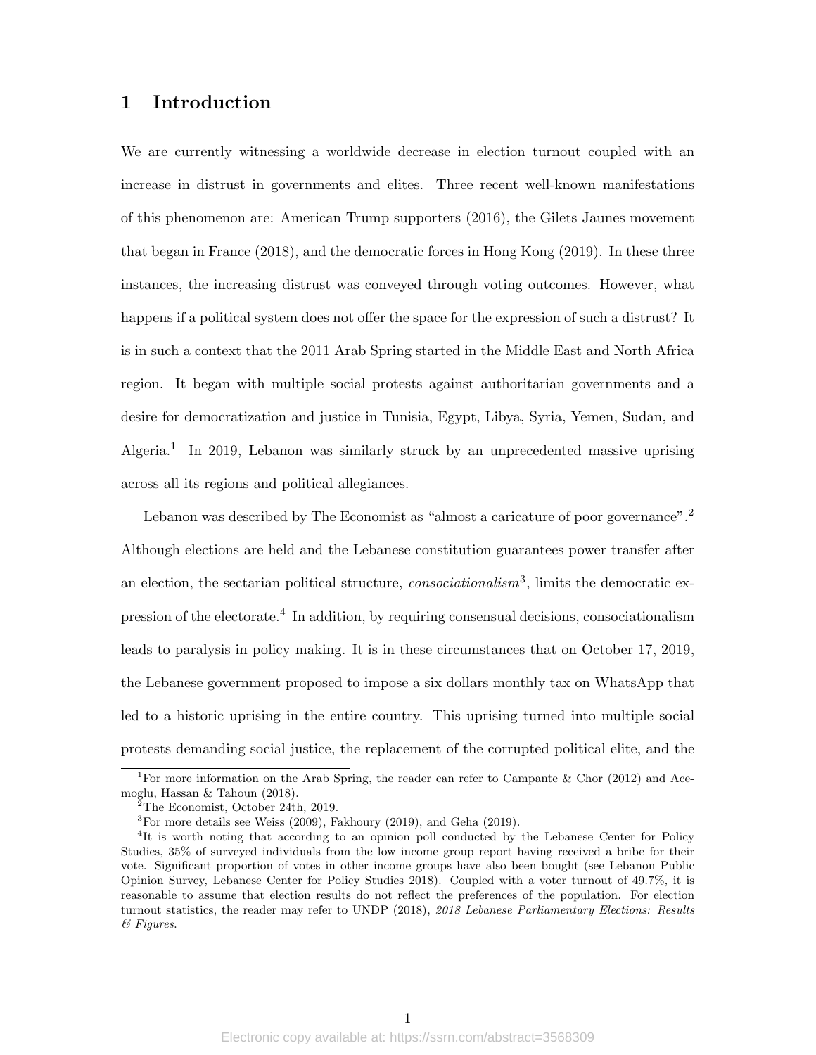# 1 Introduction

We are currently witnessing a worldwide decrease in election turnout coupled with an increase in distrust in governments and elites. Three recent well-known manifestations of this phenomenon are: American Trump supporters (2016), the Gilets Jaunes movement that began in France (2018), and the democratic forces in Hong Kong (2019). In these three instances, the increasing distrust was conveyed through voting outcomes. However, what happens if a political system does not offer the space for the expression of such a distrust? It is in such a context that the 2011 Arab Spring started in the Middle East and North Africa region. It began with multiple social protests against authoritarian governments and a desire for democratization and justice in Tunisia, Egypt, Libya, Syria, Yemen, Sudan, and Algeria.[1] In 2019, Lebanon was similarly struck by an unprecedented massive uprising across all its regions and political allegiances.

Lebanon was described by The Economist as "almost a caricature of poor governance".[2] Although elections are held and the Lebanese constitution guarantees power transfer after an election, the sectarian political structure, *consociationalism*[3], limits the democratic expression of the electorate.[4] In addition, by requiring consensual decisions, consociationalism leads to paralysis in policy making. It is in these circumstances that on October 17, 2019, the Lebanese government proposed to impose a six dollars monthly tax on WhatsApp that led to a historic uprising in the entire country. This uprising turned into multiple social protests demanding social justice, the replacement of the corrupted political elite, and the

[1] For more information on the Arab Spring, the reader can refer to Campante & Chor (2012) and Acemoglu, Hassan & Tahoun (2018).

[2] The Economist, October 24th, 2019.

[3] For more details see Weiss (2009), Fakhoury (2019), and Geha (2019).

[4] It is worth noting that according to an opinion poll conducted by the Lebanese Center for Policy Studies, 35% of surveyed individuals from the low income group report having received a bribe for their vote. Significant proportion of votes in other income groups have also been bought (see Lebanon Public Opinion Survey, Lebanese Center for Policy Studies 2018). Coupled with a voter turnout of 49.7%, it is reasonable to assume that election results do not reflect the preferences of the population. For election turnout statistics, the reader may refer to UNDP (2018), *2018 Lebanese Parliamentary Elections: Results & Figures*.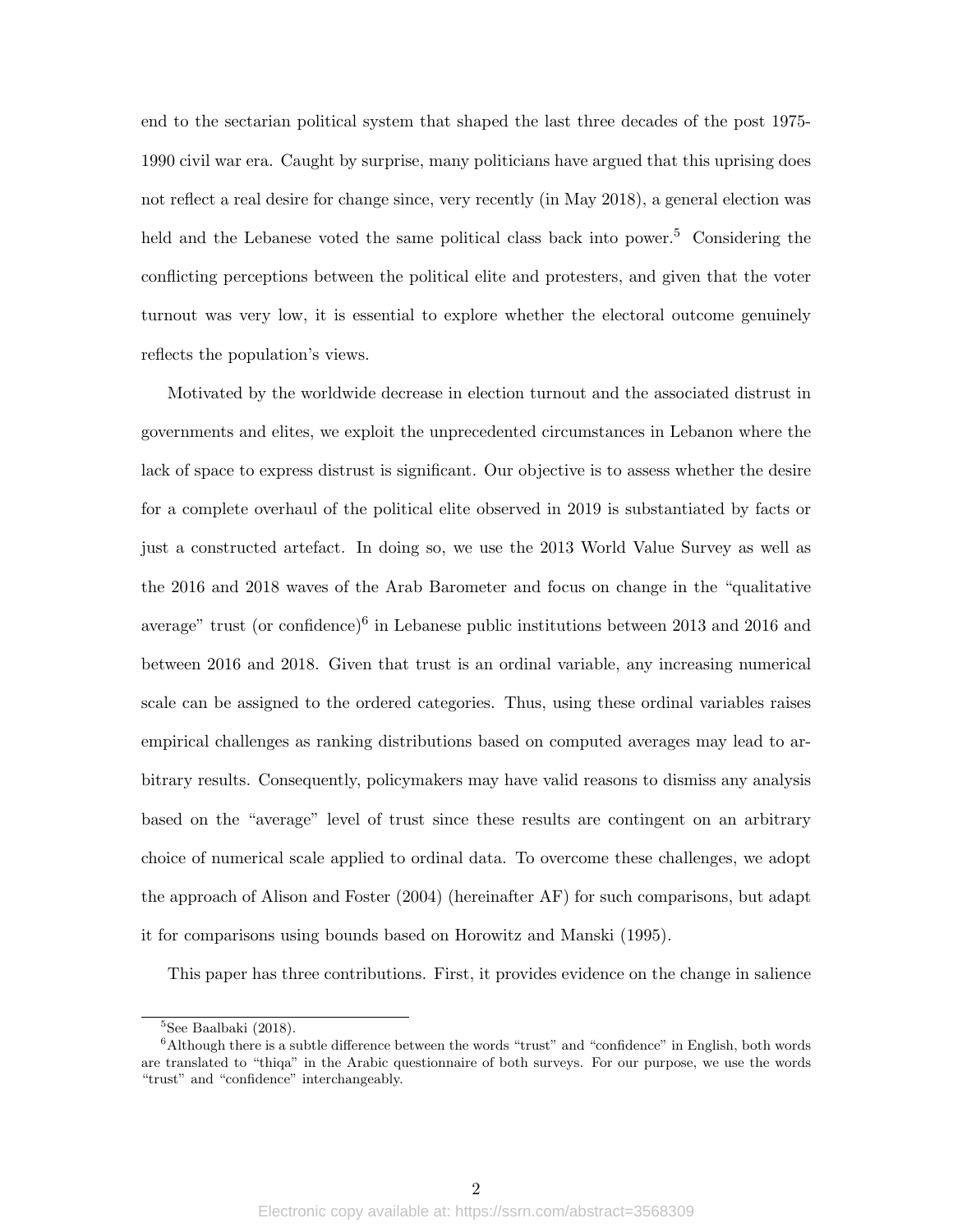end to the sectarian political system that shaped the last three decades of the post 1975-1990 civil war era. Caught by surprise, many politicians have argued that this uprising does not reflect a real desire for change since, very recently (in May 2018), a general election was held and the Lebanese voted the same political class back into power.[5] Considering the conflicting perceptions between the political elite and protesters, and given that the voter turnout was very low, it is essential to explore whether the electoral outcome genuinely reflects the population's views.

Motivated by the worldwide decrease in election turnout and the associated distrust in governments and elites, we exploit the unprecedented circumstances in Lebanon where the lack of space to express distrust is significant. Our objective is to assess whether the desire for a complete overhaul of the political elite observed in 2019 is substantiated by facts or just a constructed artefact. In doing so, we use the 2013 World Value Survey as well as the 2016 and 2018 waves of the Arab Barometer and focus on change in the "qualitative average" trust (or confidence)[6] in Lebanese public institutions between 2013 and 2016 and between 2016 and 2018. Given that trust is an ordinal variable, any increasing numerical scale can be assigned to the ordered categories. Thus, using these ordinal variables raises empirical challenges as ranking distributions based on computed averages may lead to arbitrary results. Consequently, policymakers may have valid reasons to dismiss any analysis based on the "average" level of trust since these results are contingent on an arbitrary choice of numerical scale applied to ordinal data. To overcome these challenges, we adopt the approach of Alison and Foster (2004) (hereinafter AF) for such comparisons, but adapt it for comparisons using bounds based on Horowitz and Manski (1995).

This paper has three contributions. First, it provides evidence on the change in salience

[5] See Baalbaki (2018).

[6] Although there is a subtle difference between the words "trust" and "confidence" in English, both words are translated to "thiqa" in the Arabic questionnaire of both surveys. For our purpose, we use the words "trust" and "confidence" interchangeably.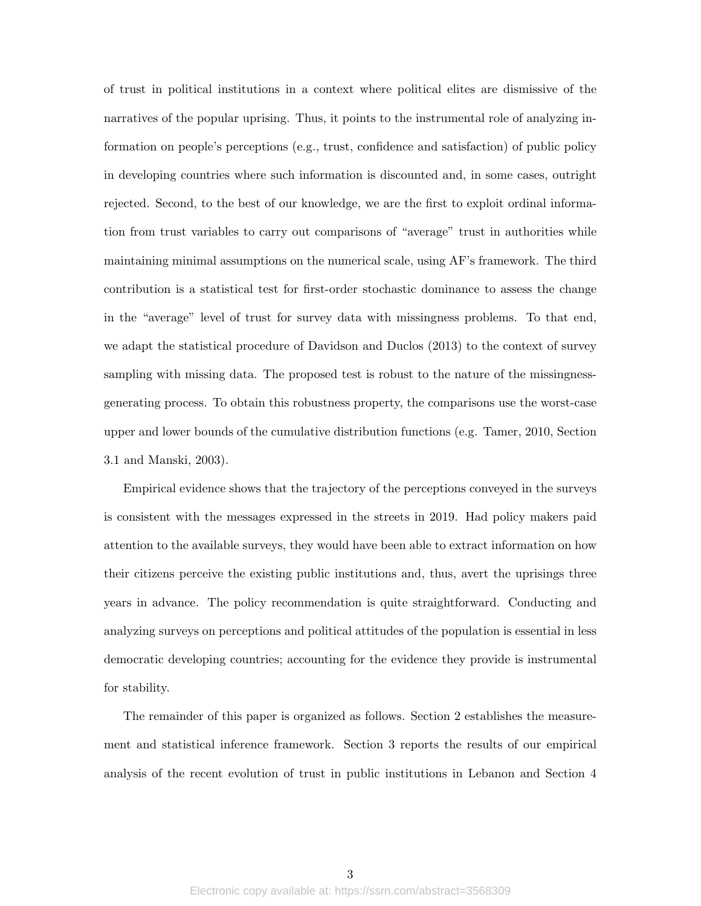of trust in political institutions in a context where political elites are dismissive of the narratives of the popular uprising. Thus, it points to the instrumental role of analyzing information on people's perceptions (e.g., trust, confidence and satisfaction) of public policy in developing countries where such information is discounted and, in some cases, outright rejected. Second, to the best of our knowledge, we are the first to exploit ordinal information from trust variables to carry out comparisons of "average" trust in authorities while maintaining minimal assumptions on the numerical scale, using AF's framework. The third contribution is a statistical test for first-order stochastic dominance to assess the change in the "average" level of trust for survey data with missingness problems. To that end, we adapt the statistical procedure of Davidson and Duclos (2013) to the context of survey sampling with missing data. The proposed test is robust to the nature of the missingness-generating process. To obtain this robustness property, the comparisons use the worst-case upper and lower bounds of the cumulative distribution functions (e.g. Tamer, 2010, Section 3.1 and Manski, 2003).

Empirical evidence shows that the trajectory of the perceptions conveyed in the surveys is consistent with the messages expressed in the streets in 2019. Had policy makers paid attention to the available surveys, they would have been able to extract information on how their citizens perceive the existing public institutions and, thus, avert the uprisings three years in advance. The policy recommendation is quite straightforward. Conducting and analyzing surveys on perceptions and political attitudes of the population is essential in less democratic developing countries; accounting for the evidence they provide is instrumental for stability.

The remainder of this paper is organized as follows. Section 2 establishes the measurement and statistical inference framework. Section 3 reports the results of our empirical analysis of the recent evolution of trust in public institutions in Lebanon and Section 4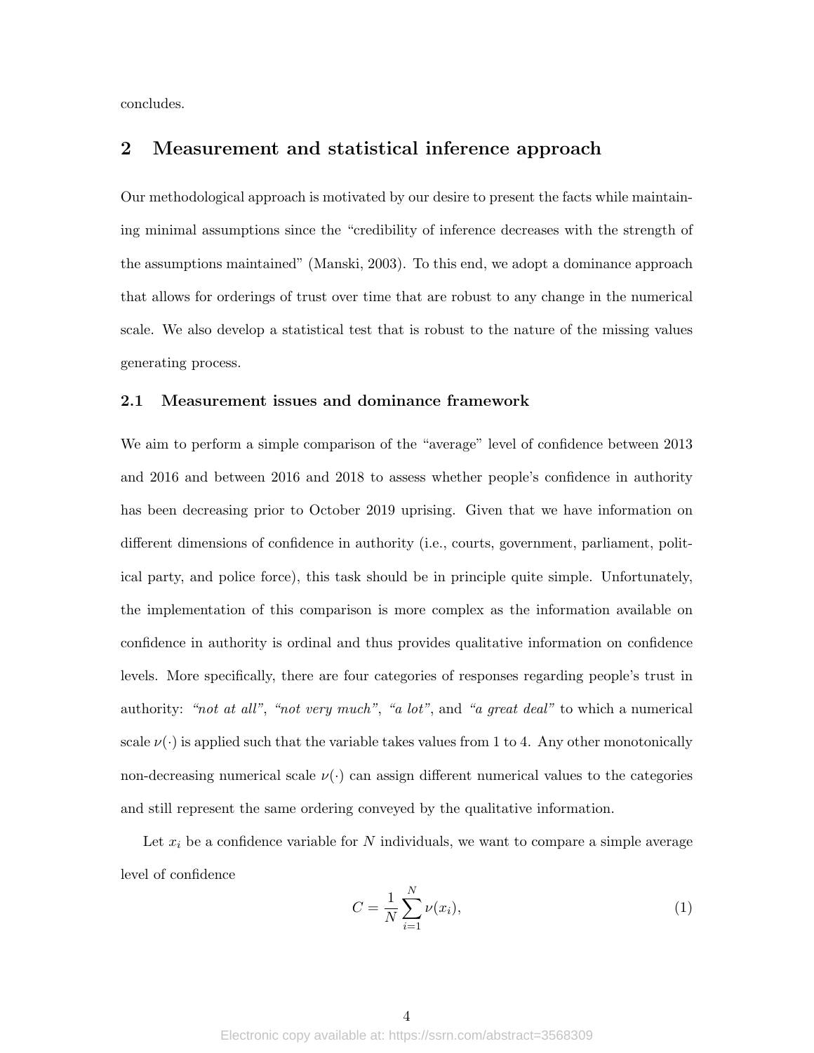concludes.

## 2 Measurement and statistical inference approach

Our methodological approach is motivated by our desire to present the facts while maintaining minimal assumptions since the "credibility of inference decreases with the strength of the assumptions maintained" (Manski, 2003). To this end, we adopt a dominance approach that allows for orderings of trust over time that are robust to any change in the numerical scale. We also develop a statistical test that is robust to the nature of the missing values generating process.

### 2.1 Measurement issues and dominance framework

We aim to perform a simple comparison of the "average" level of confidence between 2013 and 2016 and between 2016 and 2018 to assess whether people's confidence in authority has been decreasing prior to October 2019 uprising. Given that we have information on different dimensions of confidence in authority (i.e., courts, government, parliament, political party, and police force), this task should be in principle quite simple. Unfortunately, the implementation of this comparison is more complex as the information available on confidence in authority is ordinal and thus provides qualitative information on confidence levels. More specifically, there are four categories of responses regarding people's trust in authority: *"not at all"*, *"not very much"*, *"a lot"*, and *"a great deal"* to which a numerical scale $\nu(\cdot)$ is applied such that the variable takes values from 1 to 4. Any other monotonically non-decreasing numerical scale $\nu(\cdot)$ can assign different numerical values to the categories and still represent the same ordering conveyed by the qualitative information.

Let $x_i$ be a confidence variable for $N$ individuals, we want to compare a simple average level of confidence

$$C = \frac{1}{N} \sum_{i=1}^{N} \nu(x_i), \tag{1}$$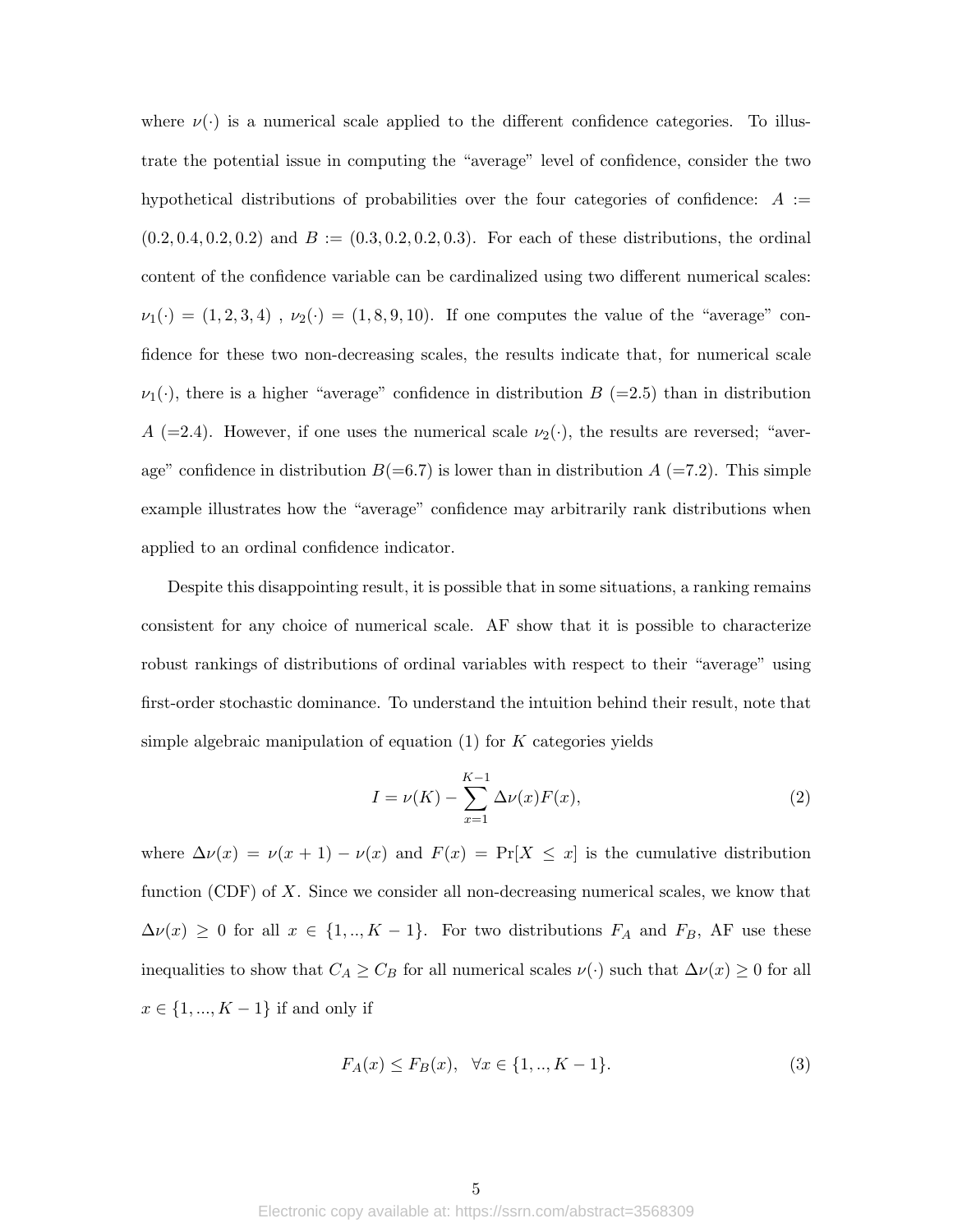where $\nu(\cdot)$ is a numerical scale applied to the different confidence categories. To illustrate the potential issue in computing the "average" level of confidence, consider the two hypothetical distributions of probabilities over the four categories of confidence: $A := (0.2, 0.4, 0.2, 0.2)$ and $B := (0.3, 0.2, 0.2, 0.3)$. For each of these distributions, the ordinal content of the confidence variable can be cardinalized using two different numerical scales: $\nu_1(\cdot) = (1, 2, 3, 4)$ , $\nu_2(\cdot) = (1, 8, 9, 10)$. If one computes the value of the "average" confidence for these two non-decreasing scales, the results indicate that, for numerical scale $\nu_1(\cdot)$, there is a higher "average" confidence in distribution $B$ (=2.5) than in distribution $A$ (=2.4). However, if one uses the numerical scale $\nu_2(\cdot)$, the results are reversed; "average" confidence in distribution $B$(=6.7) is lower than in distribution $A$ (=7.2). This simple example illustrates how the "average" confidence may arbitrarily rank distributions when applied to an ordinal confidence indicator.

Despite this disappointing result, it is possible that in some situations, a ranking remains consistent for any choice of numerical scale. AF show that it is possible to characterize robust rankings of distributions of ordinal variables with respect to their "average" using first-order stochastic dominance. To understand the intuition behind their result, note that simple algebraic manipulation of equation (1) for $K$ categories yields

$$I = \nu(K) - \sum_{x=1}^{K-1} \Delta\nu(x)F(x), \tag{2}$$

where $\Delta\nu(x) = \nu(x+1) - \nu(x)$ and $F(x) = \Pr[X \leq x]$ is the cumulative distribution function (CDF) of $X$. Since we consider all non-decreasing numerical scales, we know that $\Delta\nu(x) \geq 0$ for all $x \in \{1, .., K-1\}$. For two distributions $F_A$ and $F_B$, AF use these inequalities to show that $C_A \geq C_B$ for all numerical scales $\nu(\cdot)$ such that $\Delta\nu(x) \geq 0$ for all $x \in \{1, ..., K-1\}$ if and only if

$$F_A(x) \leq F_B(x), \quad \forall x \in \{1, .., K-1\}. \tag{3}$$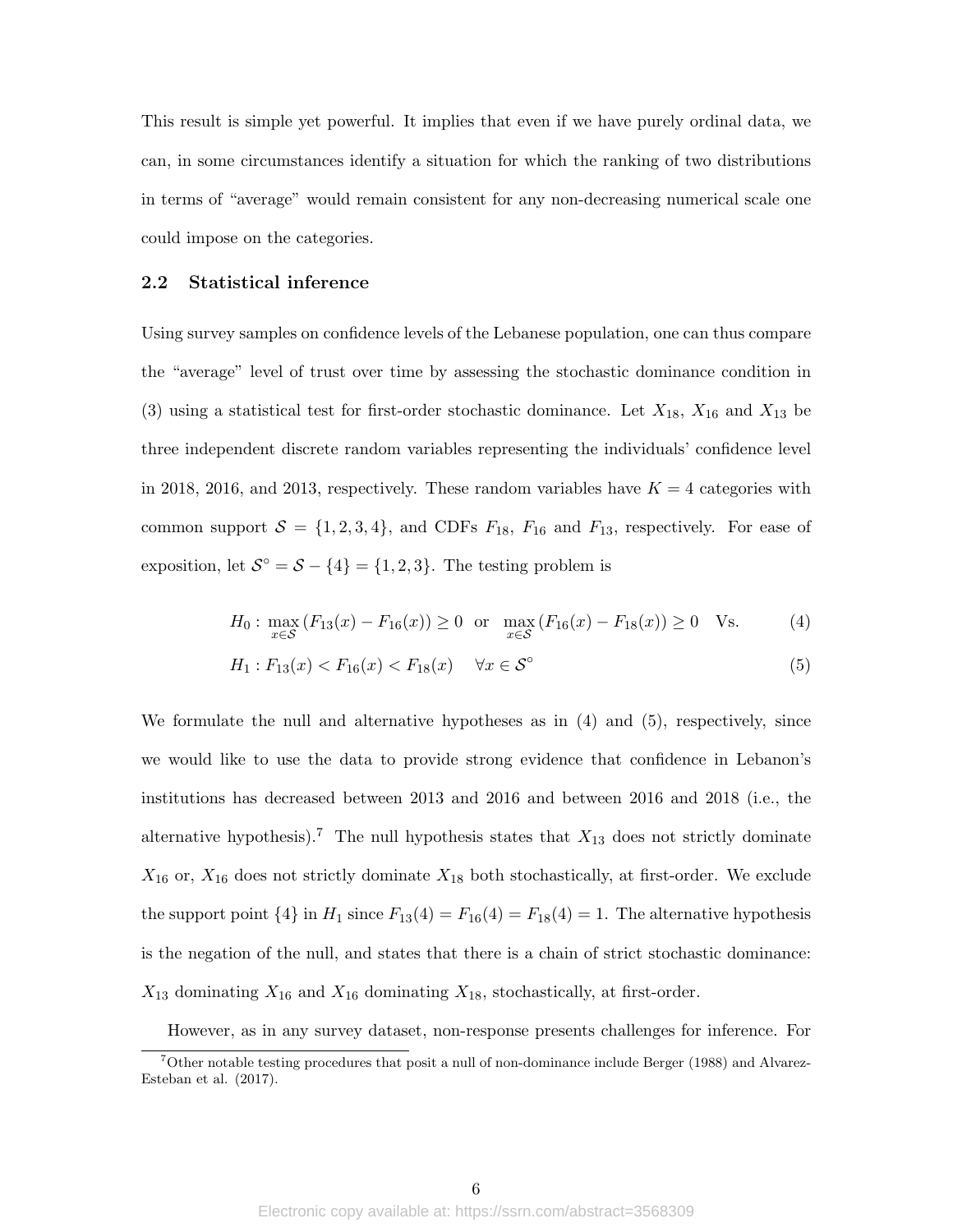This result is simple yet powerful. It implies that even if we have purely ordinal data, we can, in some circumstances identify a situation for which the ranking of two distributions in terms of "average" would remain consistent for any non-decreasing numerical scale one could impose on the categories.

### 2.2 Statistical inference

Using survey samples on confidence levels of the Lebanese population, one can thus compare the "average" level of trust over time by assessing the stochastic dominance condition in (3) using a statistical test for first-order stochastic dominance. Let $X_{18}$, $X_{16}$ and $X_{13}$ be three independent discrete random variables representing the individuals' confidence level in 2018, 2016, and 2013, respectively. These random variables have $K = 4$ categories with common support $\mathcal{S} = \{1, 2, 3, 4\}$, and CDFs $F_{18}$, $F_{16}$ and $F_{13}$, respectively. For ease of exposition, let $\mathcal{S}^{\circ} = \mathcal{S} - \{4\} = \{1, 2, 3\}$. The testing problem is

$$H_0 : \max_{x \in \mathcal{S}} (F_{13}(x) - F_{16}(x)) \geq 0 \quad \text{or} \quad \max_{x \in \mathcal{S}} (F_{16}(x) - F_{18}(x)) \geq 0 \quad \text{Vs.} \tag{4}$$

$$H_1 : F_{13}(x) < F_{16}(x) < F_{18}(x) \quad \forall x \in \mathcal{S}^{\circ} \tag{5}$$

We formulate the null and alternative hypotheses as in (4) and (5), respectively, since we would like to use the data to provide strong evidence that confidence in Lebanon's institutions has decreased between 2013 and 2016 and between 2016 and 2018 (i.e., the alternative hypothesis).[7] The null hypothesis states that $X_{13}$ does not strictly dominate $X_{16}$ or, $X_{16}$ does not strictly dominate $X_{18}$ both stochastically, at first-order. We exclude the support point $\{4\}$ in $H_1$ since $F_{13}(4) = F_{16}(4) = F_{18}(4) = 1$. The alternative hypothesis is the negation of the null, and states that there is a chain of strict stochastic dominance: $X_{13}$ dominating $X_{16}$ and $X_{16}$ dominating $X_{18}$, stochastically, at first-order.

However, as in any survey dataset, non-response presents challenges for inference. For

[7] Other notable testing procedures that posit a null of non-dominance include Berger (1988) and Alvarez-Esteban et al. (2017).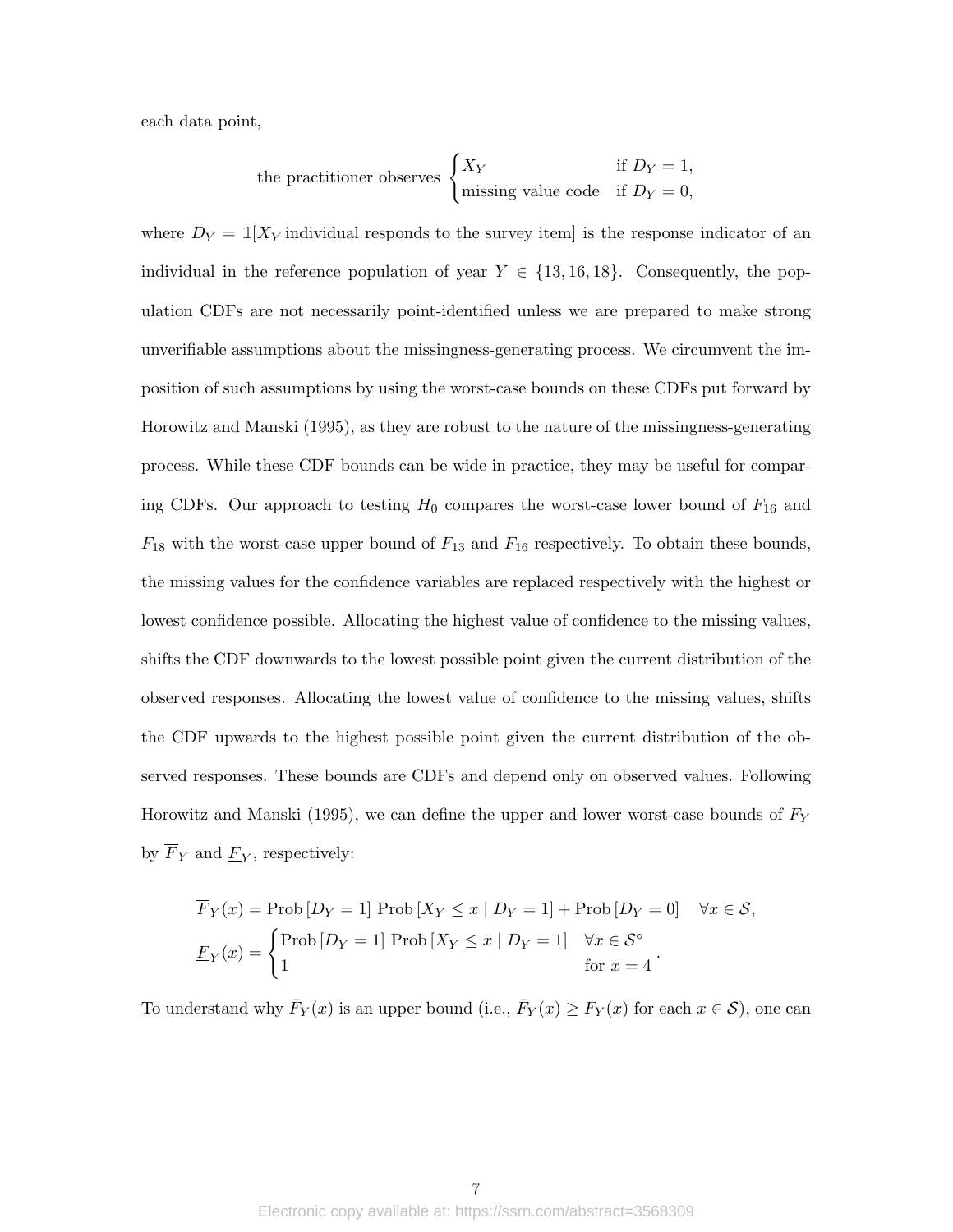each data point,

$$\text{the practitioner observes} \begin{cases} X_Y & \text{if } D_Y = 1, \\ \text{missing value code} & \text{if } D_Y = 0, \end{cases}$$

where $D_Y = \mathbb{1}[X_Y \text{ individual responds to the survey item}]$ is the response indicator of an individual in the reference population of year $Y \in \{13, 16, 18\}$. Consequently, the population CDFs are not necessarily point-identified unless we are prepared to make strong unverifiable assumptions about the missingness-generating process. We circumvent the imposition of such assumptions by using the worst-case bounds on these CDFs put forward by Horowitz and Manski (1995), as they are robust to the nature of the missingness-generating process. While these CDF bounds can be wide in practice, they may be useful for comparing CDFs. Our approach to testing $H_0$ compares the worst-case lower bound of $F_{16}$ and $F_{18}$ with the worst-case upper bound of $F_{13}$ and $F_{16}$ respectively. To obtain these bounds, the missing values for the confidence variables are replaced respectively with the highest or lowest confidence possible. Allocating the highest value of confidence to the missing values, shifts the CDF downwards to the lowest possible point given the current distribution of the observed responses. Allocating the lowest value of confidence to the missing values, shifts the CDF upwards to the highest possible point given the current distribution of the observed responses. These bounds are CDFs and depend only on observed values. Following Horowitz and Manski (1995), we can define the upper and lower worst-case bounds of $F_Y$ by $\overline{F}_Y$ and $\underline{F}_Y$, respectively:

$$\overline{F}_Y(x) = \text{Prob}\left[D_Y = 1\right] \text{Prob}\left[X_Y \leq x \mid D_Y = 1\right] + \text{Prob}\left[D_Y = 0\right] \quad \forall x \in \mathcal{S},$$

$$\underline{F}_Y(x) = \begin{cases} \text{Prob}\left[D_Y = 1\right] \text{Prob}\left[X_Y \leq x \mid D_Y = 1\right] & \forall x \in \mathcal{S}^{\circ} \\ 1 & \text{for } x = 4 \end{cases}.$$

To understand why $\bar{F}_Y(x)$ is an upper bound (i.e., $\bar{F}_Y(x) \geq F_Y(x)$ for each $x \in \mathcal{S}$), one can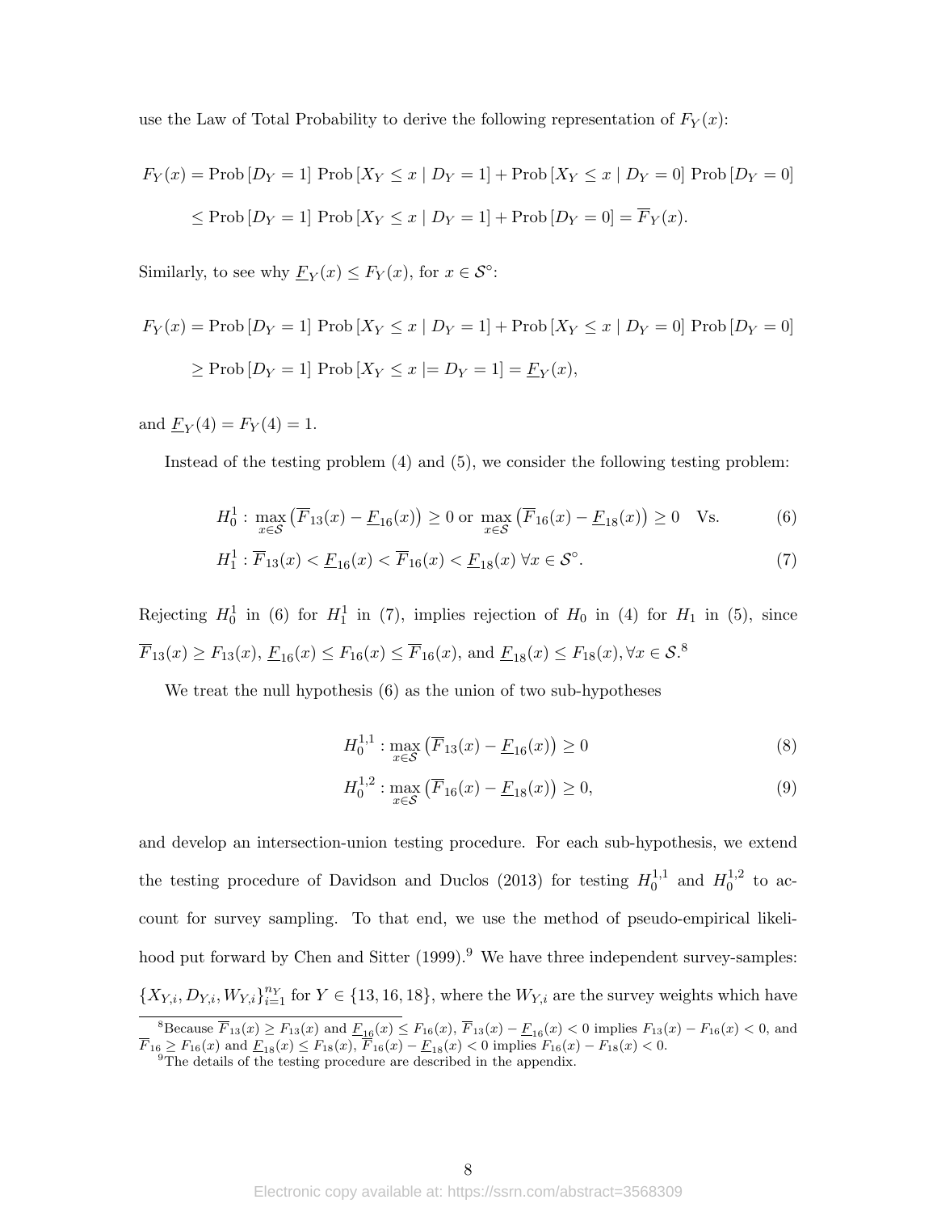use the Law of Total Probability to derive the following representation of $F_Y(x)$:

$$
\begin{aligned}
F_Y(x) &= \text{Prob}\left[D_Y = 1\right] \text{Prob}\left[X_Y \leq x \mid D_Y = 1\right] + \text{Prob}\left[X_Y \leq x \mid D_Y = 0\right] \text{Prob}\left[D_Y = 0\right] \\
&\leq \text{Prob}\left[D_Y = 1\right] \text{Prob}\left[X_Y \leq x \mid D_Y = 1\right] + \text{Prob}\left[D_Y = 0\right] = \overline{F}_Y(x).
\end{aligned}
$$

Similarly, to see why $\underline{F}_Y(x) \leq F_Y(x)$, for $x \in \mathcal{S}^\circ$:

$$
\begin{aligned}
F_Y(x) &= \text{Prob}\left[D_Y = 1\right] \text{Prob}\left[X_Y \leq x \mid D_Y = 1\right] + \text{Prob}\left[X_Y \leq x \mid D_Y = 0\right] \text{Prob}\left[D_Y = 0\right] \\
&\geq \text{Prob}\left[D_Y = 1\right] \text{Prob}\left[X_Y \leq x \mid= D_Y = 1\right] = \underline{F}_Y(x),
\end{aligned}
$$

and $\underline{F}_Y(4) = F_Y(4) = 1$.

Instead of the testing problem (4) and (5), we consider the following testing problem:

$$
H_0^1 : \max_{x \in \mathcal{S}} \left(\overline{F}_{13}(x) - \underline{F}_{16}(x)\right) \geq 0 \text{ or } \max_{x \in \mathcal{S}} \left(\overline{F}_{16}(x) - \underline{F}_{18}(x)\right) \geq 0 \quad \text{Vs.} \tag{6}
$$

$$
H_1^1 : \overline{F}_{13}(x) < \underline{F}_{16}(x) < \overline{F}_{16}(x) < \underline{F}_{18}(x) \; \forall x \in \mathcal{S}^\circ. \tag{7}
$$

Rejecting $H_0^1$ in (6) for $H_1^1$ in (7), implies rejection of $H_0$ in (4) for $H_1$ in (5), since $\overline{F}_{13}(x) \geq F_{13}(x)$, $\underline{F}_{16}(x) \leq F_{16}(x) \leq \overline{F}_{16}(x)$, and $\underline{F}_{18}(x) \leq F_{18}(x), \forall x \in \mathcal{S}$.[8]

We treat the null hypothesis (6) as the union of two sub-hypotheses

$$
H_0^{1,1} : \max_{x \in \mathcal{S}} \left(\overline{F}_{13}(x) - \underline{F}_{16}(x)\right) \geq 0 \tag{8}
$$

$$
H_0^{1,2} : \max_{x \in \mathcal{S}} \left(\overline{F}_{16}(x) - \underline{F}_{18}(x)\right) \geq 0, \tag{9}
$$

and develop an intersection-union testing procedure. For each sub-hypothesis, we extend the testing procedure of Davidson and Duclos (2013) for testing $H_0^{1,1}$ and $H_0^{1,2}$ to account for survey sampling. To that end, we use the method of pseudo-empirical likelihood put forward by Chen and Sitter (1999).[9] We have three independent survey-samples: $\{X_{Y,i}, D_{Y,i}, W_{Y,i}\}_{i=1}^{n_Y}$ for $Y \in \{13, 16, 18\}$, where the $W_{Y,i}$ are the survey weights which have

[8]Because $\overline{F}_{13}(x) \geq F_{13}(x)$ and $\underline{F}_{16}(x) \leq F_{16}(x)$, $\overline{F}_{13}(x) - \underline{F}_{16}(x) < 0$ implies $F_{13}(x) - F_{16}(x) < 0$, and $\overline{F}_{16} \geq F_{16}(x)$ and $\underline{F}_{18}(x) \leq F_{18}(x)$, $\overline{F}_{16}(x) - \underline{F}_{18}(x) < 0$ implies $F_{16}(x) - F_{18}(x) < 0$.

[9]The details of the testing procedure are described in the appendix.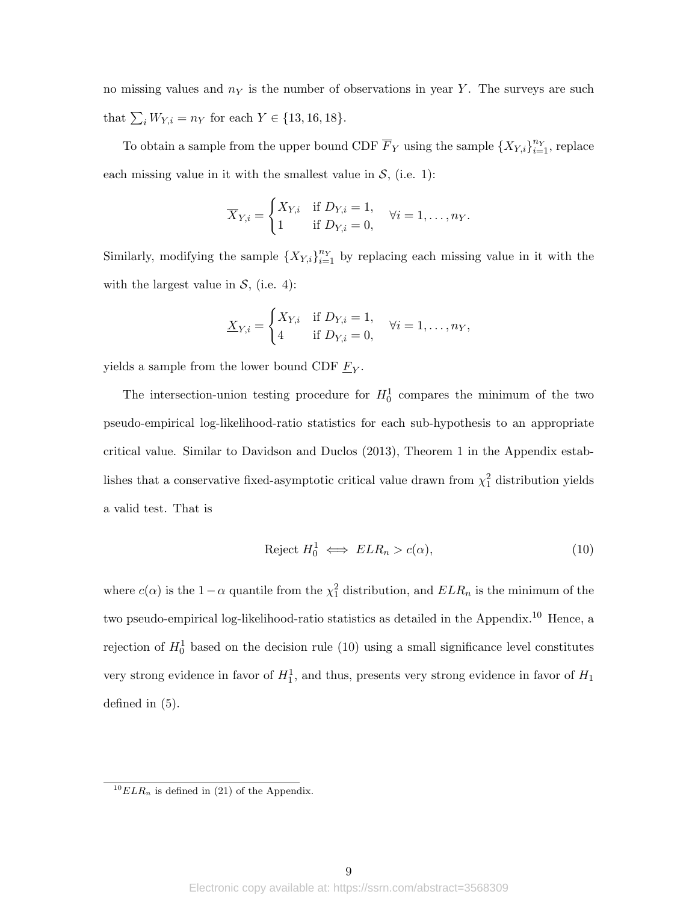no missing values and $n_Y$ is the number of observations in year $Y$. The surveys are such that $\sum_i W_{Y,i} = n_Y$ for each $Y \in \{13, 16, 18\}$.

To obtain a sample from the upper bound CDF $\overline{F}_Y$ using the sample $\{X_{Y,i}\}_{i=1}^{n_Y}$, replace each missing value in it with the smallest value in $\mathcal{S}$, (i.e. 1):

$$\overline{X}_{Y,i} = \begin{cases} X_{Y,i} & \text{if } D_{Y,i} = 1, \\ 1 & \text{if } D_{Y,i} = 0, \end{cases} \quad \forall i = 1, \ldots, n_Y.$$

Similarly, modifying the sample $\{X_{Y,i}\}_{i=1}^{n_Y}$ by replacing each missing value in it with the with the largest value in $\mathcal{S}$, (i.e. 4):

$$\underline{X}_{Y,i} = \begin{cases} X_{Y,i} & \text{if } D_{Y,i} = 1, \\ 4 & \text{if } D_{Y,i} = 0, \end{cases} \quad \forall i = 1, \ldots, n_Y,$$

yields a sample from the lower bound CDF $\underline{F}_Y$.

The intersection-union testing procedure for $H_0^1$ compares the minimum of the two pseudo-empirical log-likelihood-ratio statistics for each sub-hypothesis to an appropriate critical value. Similar to Davidson and Duclos (2013), Theorem 1 in the Appendix establishes that a conservative fixed-asymptotic critical value drawn from $\chi_1^2$ distribution yields a valid test. That is

$$\text{Reject } H_0^1 \iff ELR_n > c(\alpha), \tag{10}$$

where $c(\alpha)$ is the $1-\alpha$ quantile from the $\chi_1^2$ distribution, and $ELR_n$ is the minimum of the two pseudo-empirical log-likelihood-ratio statistics as detailed in the Appendix.[10] Hence, a rejection of $H_0^1$ based on the decision rule (10) using a small significance level constitutes very strong evidence in favor of $H_1^1$, and thus, presents very strong evidence in favor of $H_1$ defined in (5).

[10] $ELR_n$ is defined in (21) of the Appendix.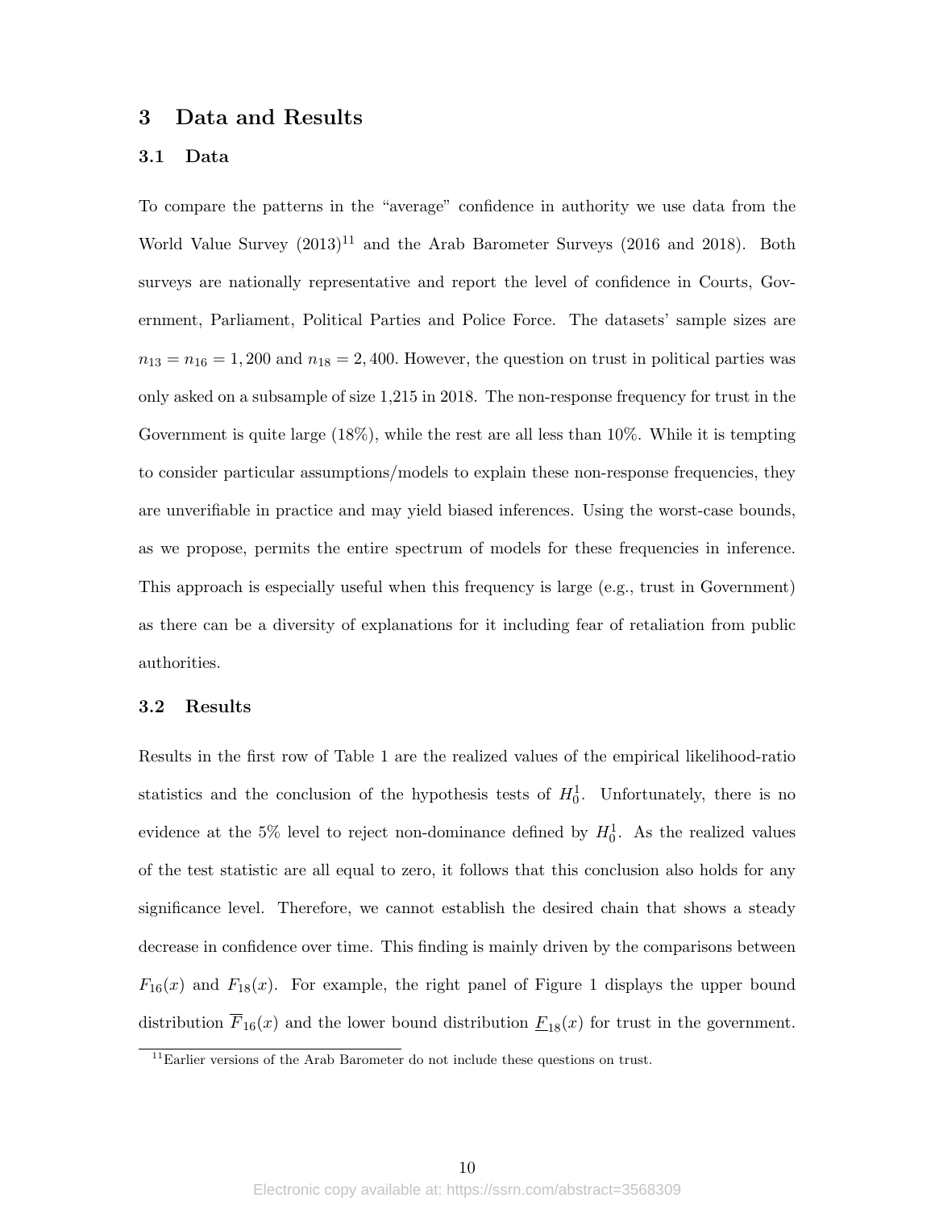## 3 Data and Results

### 3.1 Data

To compare the patterns in the "average" confidence in authority we use data from the World Value Survey (2013)[11] and the Arab Barometer Surveys (2016 and 2018). Both surveys are nationally representative and report the level of confidence in Courts, Government, Parliament, Political Parties and Police Force. The datasets' sample sizes are $n_{13} = n_{16} = 1,200$ and $n_{18} = 2,400$. However, the question on trust in political parties was only asked on a subsample of size 1,215 in 2018. The non-response frequency for trust in the Government is quite large (18%), while the rest are all less than 10%. While it is tempting to consider particular assumptions/models to explain these non-response frequencies, they are unverifiable in practice and may yield biased inferences. Using the worst-case bounds, as we propose, permits the entire spectrum of models for these frequencies in inference. This approach is especially useful when this frequency is large (e.g., trust in Government) as there can be a diversity of explanations for it including fear of retaliation from public authorities.

### 3.2 Results

Results in the first row of Table 1 are the realized values of the empirical likelihood-ratio statistics and the conclusion of the hypothesis tests of $H_0^1$. Unfortunately, there is no evidence at the 5% level to reject non-dominance defined by $H_0^1$. As the realized values of the test statistic are all equal to zero, it follows that this conclusion also holds for any significance level. Therefore, we cannot establish the desired chain that shows a steady decrease in confidence over time. This finding is mainly driven by the comparisons between $F_{16}(x)$ and $F_{18}(x)$. For example, the right panel of Figure 1 displays the upper bound distribution $\overline{F}_{16}(x)$ and the lower bound distribution $\underline{F}_{18}(x)$ for trust in the government.

[11] Earlier versions of the Arab Barometer do not include these questions on trust.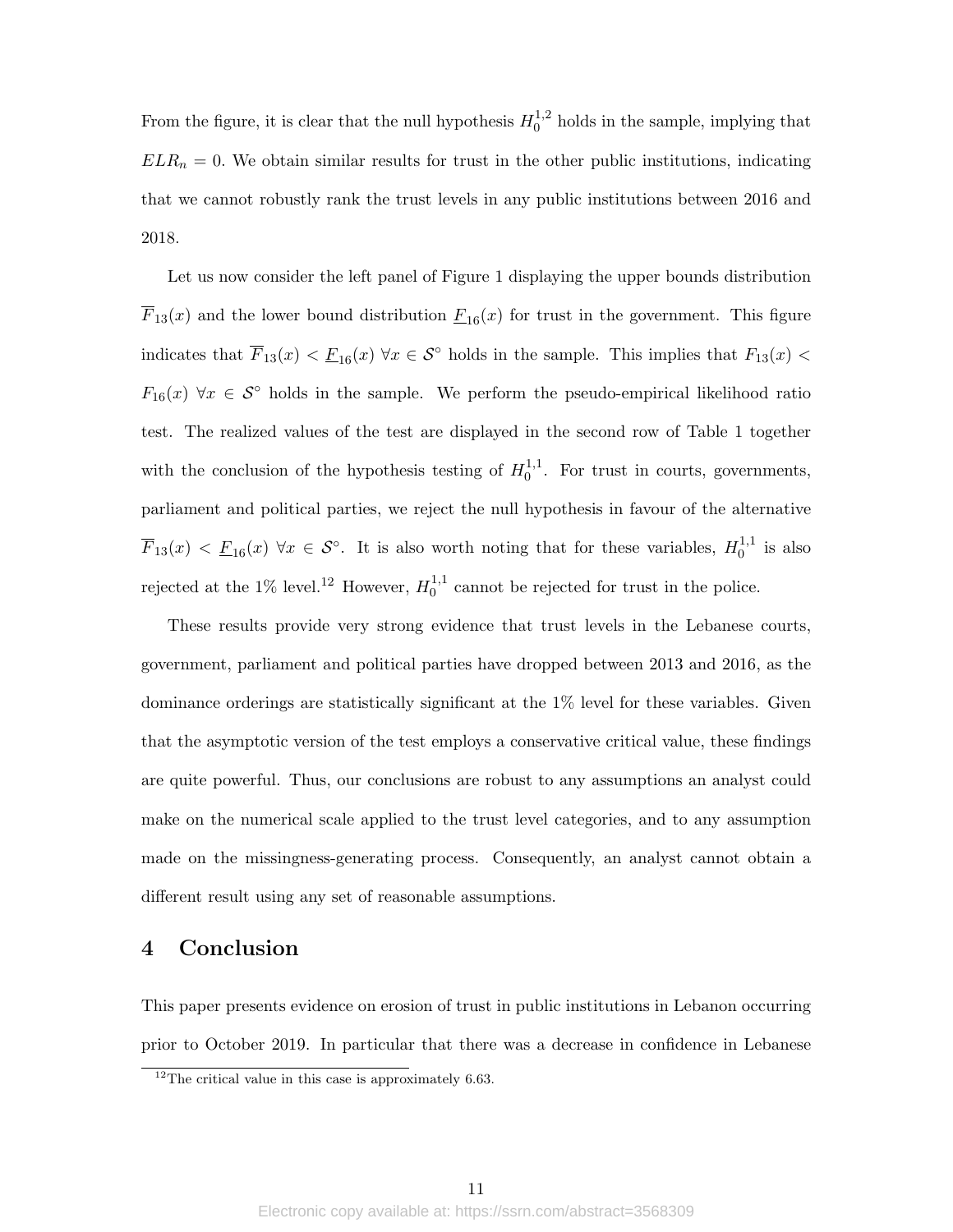From the figure, it is clear that the null hypothesis $H_0^{1,2}$ holds in the sample, implying that $ELR_n = 0$. We obtain similar results for trust in the other public institutions, indicating that we cannot robustly rank the trust levels in any public institutions between 2016 and 2018.

Let us now consider the left panel of Figure 1 displaying the upper bounds distribution $\overline{F}_{13}(x)$ and the lower bound distribution $\underline{F}_{16}(x)$ for trust in the government. This figure indicates that $\overline{F}_{13}(x) < \underline{F}_{16}(x) \ \forall x \in \mathcal{S}^{\circ}$ holds in the sample. This implies that $F_{13}(x) < F_{16}(x) \ \forall x \in \mathcal{S}^{\circ}$ holds in the sample. We perform the pseudo-empirical likelihood ratio test. The realized values of the test are displayed in the second row of Table 1 together with the conclusion of the hypothesis testing of $H_0^{1,1}$. For trust in courts, governments, parliament and political parties, we reject the null hypothesis in favour of the alternative $\overline{F}_{13}(x) < \underline{F}_{16}(x) \ \forall x \in \mathcal{S}^{\circ}$. It is also worth noting that for these variables, $H_0^{1,1}$ is also rejected at the 1% level.[12] However, $H_0^{1,1}$ cannot be rejected for trust in the police.

These results provide very strong evidence that trust levels in the Lebanese courts, government, parliament and political parties have dropped between 2013 and 2016, as the dominance orderings are statistically significant at the 1% level for these variables. Given that the asymptotic version of the test employs a conservative critical value, these findings are quite powerful. Thus, our conclusions are robust to any assumptions an analyst could make on the numerical scale applied to the trust level categories, and to any assumption made on the missingness-generating process. Consequently, an analyst cannot obtain a different result using any set of reasonable assumptions.

# 4 Conclusion

This paper presents evidence on erosion of trust in public institutions in Lebanon occurring prior to October 2019. In particular that there was a decrease in confidence in Lebanese

[12] The critical value in this case is approximately 6.63.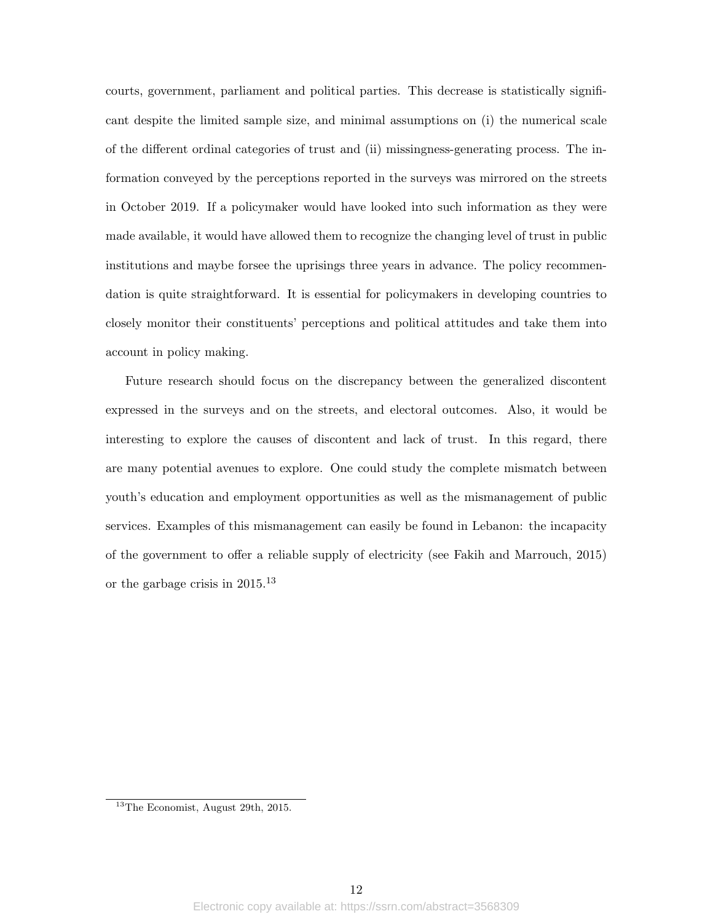courts, government, parliament and political parties. This decrease is statistically significant despite the limited sample size, and minimal assumptions on (i) the numerical scale of the different ordinal categories of trust and (ii) missingness-generating process. The information conveyed by the perceptions reported in the surveys was mirrored on the streets in October 2019. If a policymaker would have looked into such information as they were made available, it would have allowed them to recognize the changing level of trust in public institutions and maybe forsee the uprisings three years in advance. The policy recommendation is quite straightforward. It is essential for policymakers in developing countries to closely monitor their constituents' perceptions and political attitudes and take them into account in policy making.

Future research should focus on the discrepancy between the generalized discontent expressed in the surveys and on the streets, and electoral outcomes. Also, it would be interesting to explore the causes of discontent and lack of trust. In this regard, there are many potential avenues to explore. One could study the complete mismatch between youth's education and employment opportunities as well as the mismanagement of public services. Examples of this mismanagement can easily be found in Lebanon: the incapacity of the government to offer a reliable supply of electricity (see Fakih and Marrouch, 2015) or the garbage crisis in 2015.[13]

[13] The Economist, August 29th, 2015.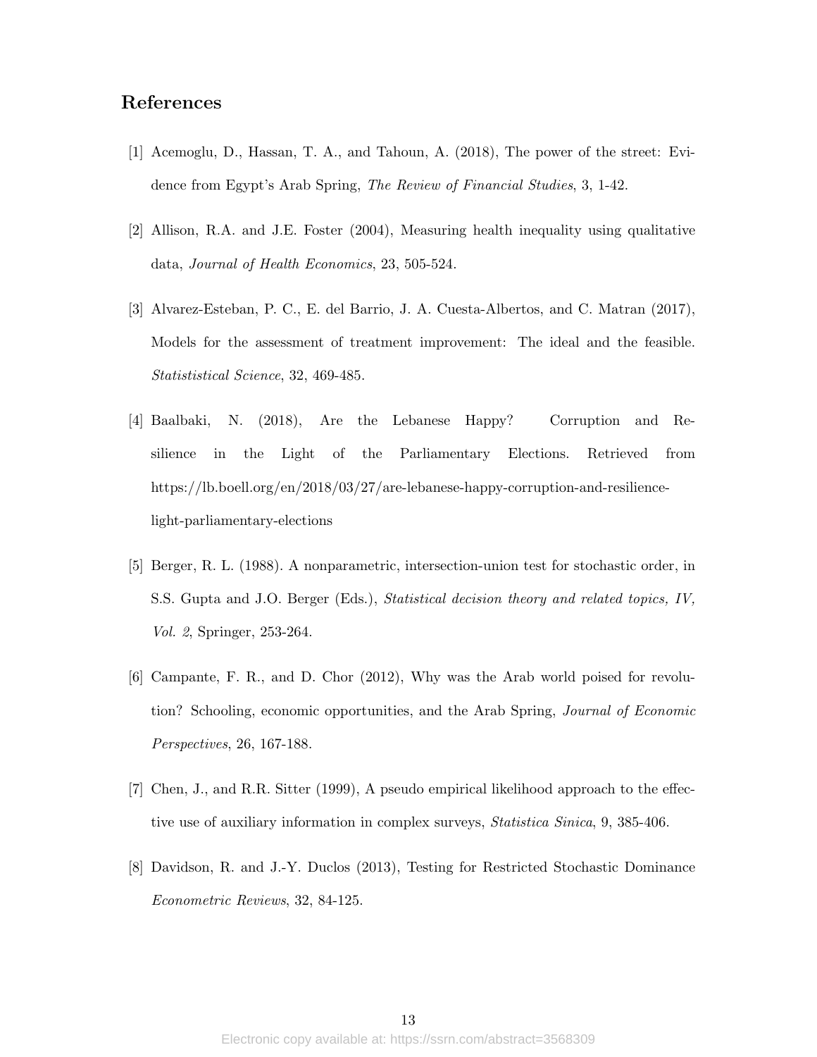## References

[1] Acemoglu, D., Hassan, T. A., and Tahoun, A. (2018), The power of the street: Evidence from Egypt's Arab Spring, *The Review of Financial Studies*, 3, 1-42.

[2] Allison, R.A. and J.E. Foster (2004), Measuring health inequality using qualitative data, *Journal of Health Economics*, 23, 505-524.

[3] Alvarez-Esteban, P. C., E. del Barrio, J. A. Cuesta-Albertos, and C. Matran (2017), Models for the assessment of treatment improvement: The ideal and the feasible. *Statististical Science*, 32, 469-485.

[4] Baalbaki, N. (2018), Are the Lebanese Happy? Corruption and Resilience in the Light of the Parliamentary Elections. Retrieved from https://lb.boell.org/en/2018/03/27/are-lebanese-happy-corruption-and-resilience-light-parliamentary-elections

[5] Berger, R. L. (1988). A nonparametric, intersection-union test for stochastic order, in S.S. Gupta and J.O. Berger (Eds.), *Statistical decision theory and related topics, IV, Vol. 2*, Springer, 253-264.

[6] Campante, F. R., and D. Chor (2012), Why was the Arab world poised for revolution? Schooling, economic opportunities, and the Arab Spring, *Journal of Economic Perspectives*, 26, 167-188.

[7] Chen, J., and R.R. Sitter (1999), A pseudo empirical likelihood approach to the effective use of auxiliary information in complex surveys, *Statistica Sinica*, 9, 385-406.

[8] Davidson, R. and J.-Y. Duclos (2013), Testing for Restricted Stochastic Dominance *Econometric Reviews*, 32, 84-125.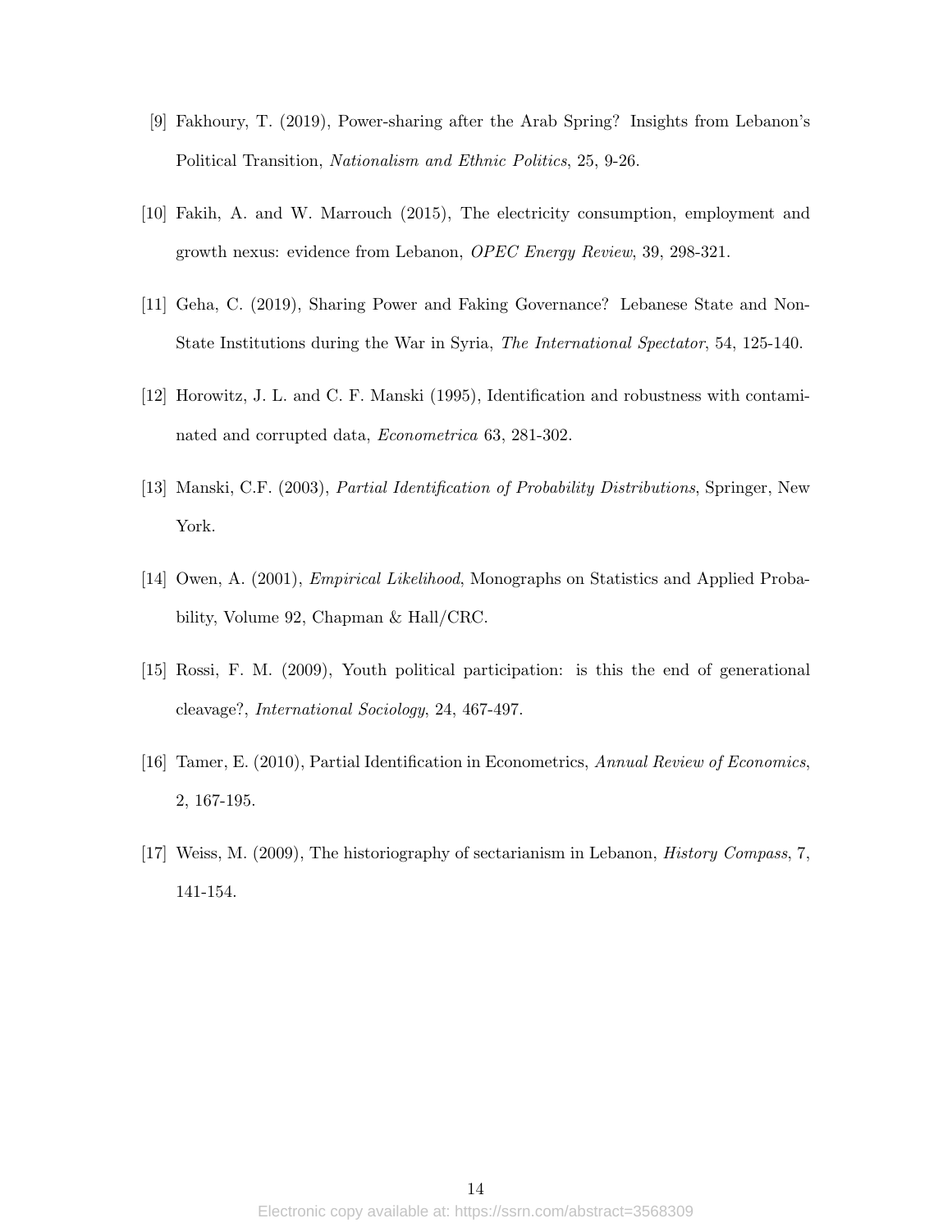[9] Fakhoury, T. (2019), Power-sharing after the Arab Spring? Insights from Lebanon's Political Transition, *Nationalism and Ethnic Politics*, 25, 9-26.

[10] Fakih, A. and W. Marrouch (2015), The electricity consumption, employment and growth nexus: evidence from Lebanon, *OPEC Energy Review*, 39, 298-321.

[11] Geha, C. (2019), Sharing Power and Faking Governance? Lebanese State and Non-State Institutions during the War in Syria, *The International Spectator*, 54, 125-140.

[12] Horowitz, J. L. and C. F. Manski (1995), Identification and robustness with contaminated and corrupted data, *Econometrica* 63, 281-302.

[13] Manski, C.F. (2003), *Partial Identification of Probability Distributions*, Springer, New York.

[14] Owen, A. (2001), *Empirical Likelihood*, Monographs on Statistics and Applied Probability, Volume 92, Chapman & Hall/CRC.

[15] Rossi, F. M. (2009), Youth political participation: is this the end of generational cleavage?, *International Sociology*, 24, 467-497.

[16] Tamer, E. (2010), Partial Identification in Econometrics, *Annual Review of Economics*, 2, 167-195.

[17] Weiss, M. (2009), The historiography of sectarianism in Lebanon, *History Compass*, 7, 141-154.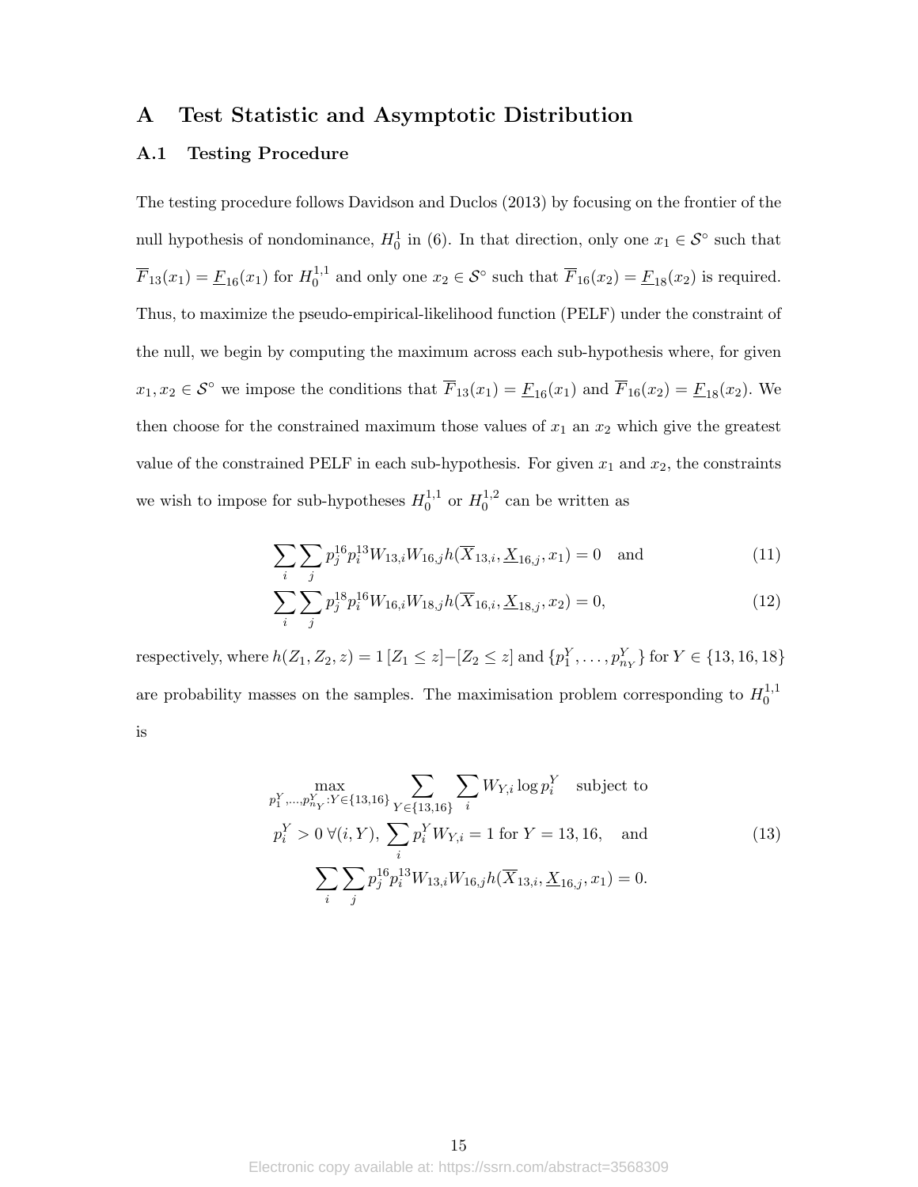# A Test Statistic and Asymptotic Distribution

## A.1 Testing Procedure

The testing procedure follows Davidson and Duclos (2013) by focusing on the frontier of the null hypothesis of nondominance, $H_0^1$ in (6). In that direction, only one $x_1 \in \mathcal{S}^\circ$ such that $\overline{F}_{13}(x_1) = \underline{F}_{16}(x_1)$ for $H_0^{1,1}$ and only one $x_2 \in \mathcal{S}^\circ$ such that $\overline{F}_{16}(x_2) = \underline{F}_{18}(x_2)$ is required. Thus, to maximize the pseudo-empirical-likelihood function (PELF) under the constraint of the null, we begin by computing the maximum across each sub-hypothesis where, for given $x_1, x_2 \in \mathcal{S}^\circ$ we impose the conditions that $\overline{F}_{13}(x_1) = \underline{F}_{16}(x_1)$ and $\overline{F}_{16}(x_2) = \underline{F}_{18}(x_2)$. We then choose for the constrained maximum those values of $x_1$ an $x_2$ which give the greatest value of the constrained PELF in each sub-hypothesis. For given $x_1$ and $x_2$, the constraints we wish to impose for sub-hypotheses $H_0^{1,1}$ or $H_0^{1,2}$ can be written as

$$\sum_i \sum_j p_j^{16} p_i^{13} W_{13,i} W_{16,j} h(\overline{X}_{13,i}, \underline{X}_{16,j}, x_1) = 0 \quad \text{and} \tag{11}$$

$$\sum_i \sum_j p_j^{18} p_i^{16} W_{16,i} W_{18,j} h(\overline{X}_{16,i}, \underline{X}_{18,j}, x_2) = 0, \tag{12}$$

respectively, where $h(Z_1, Z_2, z) = 1\,[Z_1 \leq z] - [Z_2 \leq z]$ and $\{p_1^Y, \ldots, p_{n_Y}^Y\}$ for $Y \in \{13, 16, 18\}$ are probability masses on the samples. The maximisation problem corresponding to $H_0^{1,1}$ is

$$\begin{gathered}
\max_{p_1^Y, \ldots, p_{n_Y}^Y : Y \in \{13,16\}} \sum_{Y \in \{13,16\}} \sum_i W_{Y,i} \log p_i^Y \quad \text{subject to} \\
p_i^Y > 0 \;\forall (i, Y), \; \sum_i p_i^Y W_{Y,i} = 1 \text{ for } Y = 13, 16, \quad \text{and} \\
\sum_i \sum_j p_j^{16} p_i^{13} W_{13,i} W_{16,j} h(\overline{X}_{13,i}, \underline{X}_{16,j}, x_1) = 0.
\end{gathered} \tag{13}$$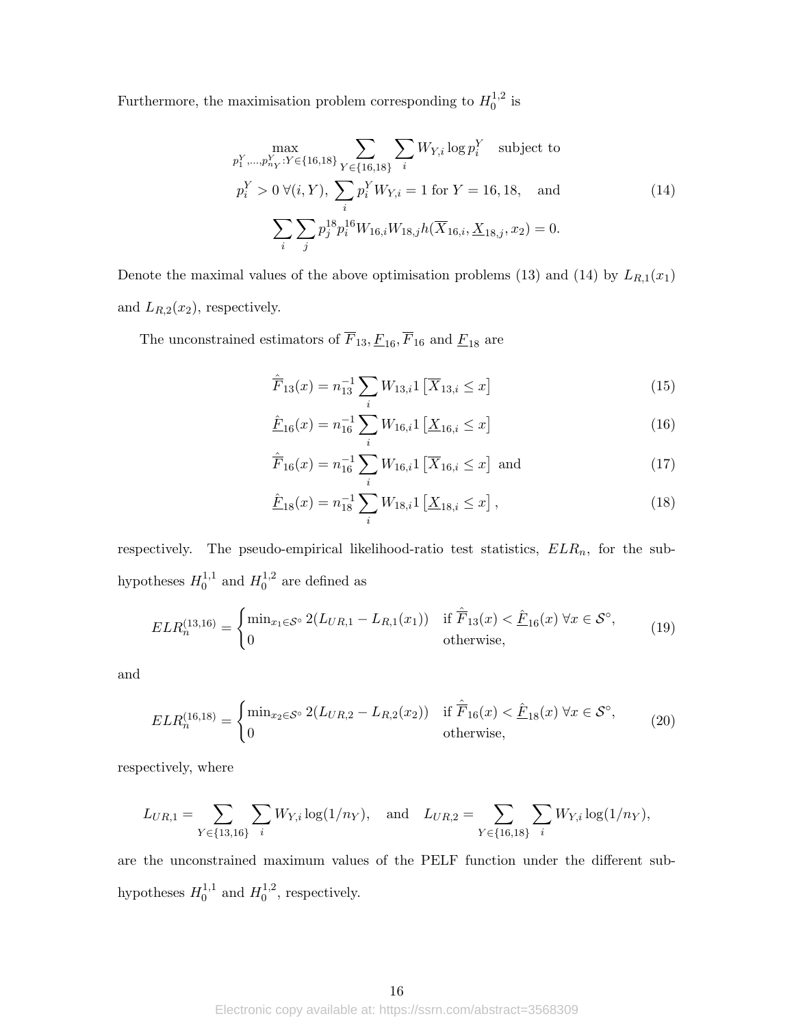Furthermore, the maximisation problem corresponding to $H_0^{1,2}$ is

$$
\begin{gathered}
\max_{p_1^Y,\ldots,p_{n_Y}^Y : Y\in\{16,18\}} \sum_{Y\in\{16,18\}} \sum_i W_{Y,i} \log p_i^Y \quad \text{subject to} \\
p_i^Y > 0 \;\forall (i,Y),\; \sum_i p_i^Y W_{Y,i} = 1 \text{ for } Y = 16, 18, \quad \text{and} \\
\sum_i \sum_j p_j^{18} p_i^{16} W_{16,i} W_{18,j} h(\overline{X}_{16,i}, \underline{X}_{18,j}, x_2) = 0.
\end{gathered} \tag{14}
$$

Denote the maximal values of the above optimisation problems (13) and (14) by $L_{R,1}(x_1)$ and $L_{R,2}(x_2)$, respectively.

The unconstrained estimators of $\overline{F}_{13}, \underline{F}_{16}, \overline{F}_{16}$ and $\underline{F}_{18}$ are

$$
\hat{\overline{F}}_{13}(x) = n_{13}^{-1} \sum_i W_{13,i} 1\left[\overline{X}_{13,i} \le x\right] \tag{15}
$$

$$
\hat{\underline{F}}_{16}(x) = n_{16}^{-1} \sum_i W_{16,i} 1\left[\underline{X}_{16,i} \le x\right] \tag{16}
$$

$$
\hat{\overline{F}}_{16}(x) = n_{16}^{-1} \sum_i W_{16,i} 1\left[\overline{X}_{16,i} \le x\right] \text{ and} \tag{17}
$$

$$
\hat{\underline{F}}_{18}(x) = n_{18}^{-1} \sum_i W_{18,i} 1\left[\underline{X}_{18,i} \le x\right], \tag{18}
$$

respectively. The pseudo-empirical likelihood-ratio test statistics, $ELR_n$, for the sub-hypotheses $H_0^{1,1}$ and $H_0^{1,2}$ are defined as

$$
ELR_n^{(13,16)} = \begin{cases} \min_{x_1 \in \mathcal{S}^\circ} 2(L_{UR,1} - L_{R,1}(x_1)) & \text{if } \hat{\overline{F}}_{13}(x) < \hat{\underline{F}}_{16}(x) \;\forall x \in \mathcal{S}^\circ, \\ 0 & \text{otherwise,} \end{cases} \tag{19}
$$

and

$$
ELR_n^{(16,18)} = \begin{cases} \min_{x_2 \in \mathcal{S}^\circ} 2(L_{UR,2} - L_{R,2}(x_2)) & \text{if } \hat{\overline{F}}_{16}(x) < \hat{\underline{F}}_{18}(x) \;\forall x \in \mathcal{S}^\circ, \\ 0 & \text{otherwise,} \end{cases} \tag{20}
$$

respectively, where

$$
L_{UR,1} = \sum_{Y\in\{13,16\}} \sum_i W_{Y,i} \log(1/n_Y), \quad \text{and} \quad L_{UR,2} = \sum_{Y\in\{16,18\}} \sum_i W_{Y,i} \log(1/n_Y),
$$

are the unconstrained maximum values of the PELF function under the different sub-hypotheses $H_0^{1,1}$ and $H_0^{1,2}$, respectively.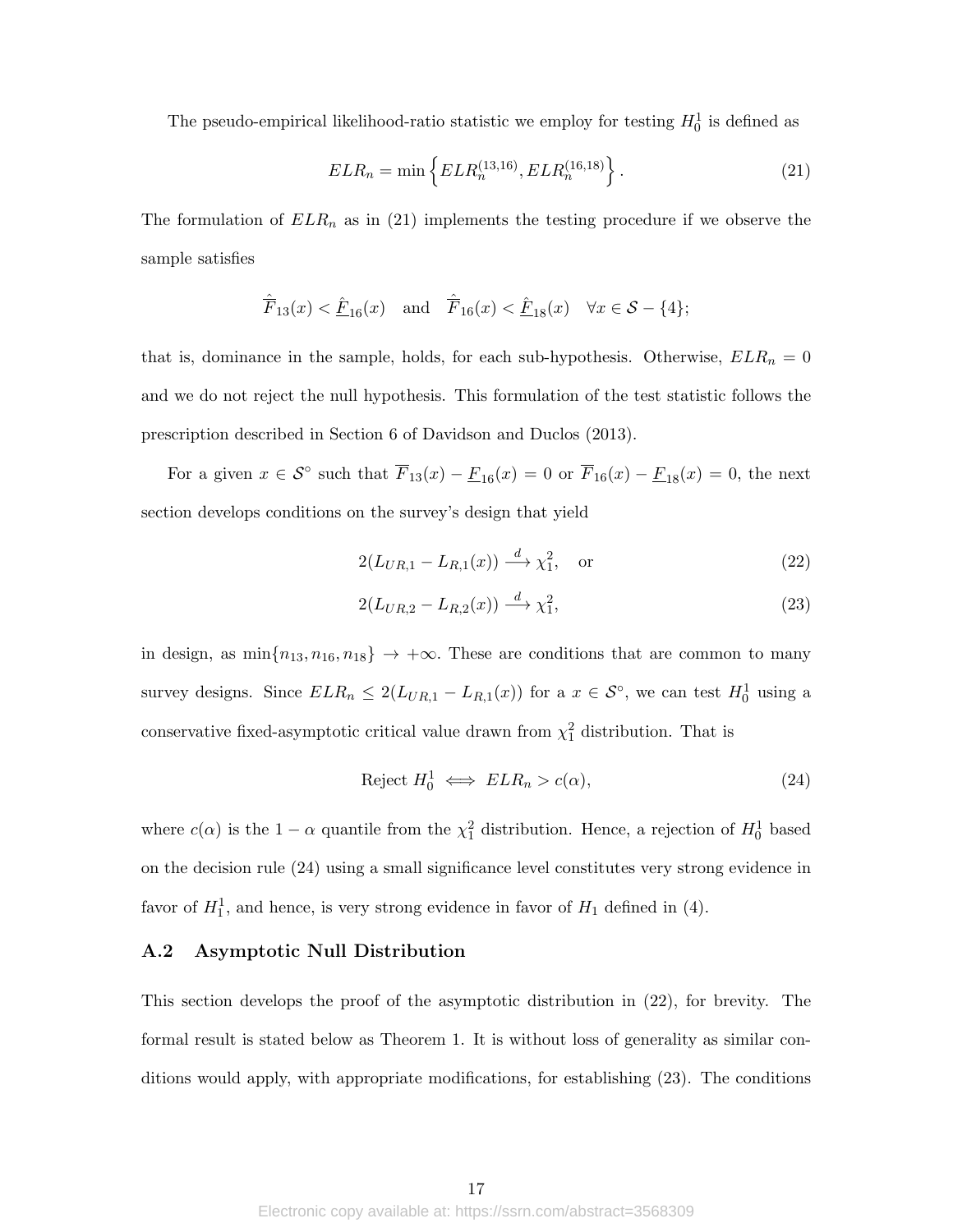The pseudo-empirical likelihood-ratio statistic we employ for testing $H_0^1$ is defined as

$$ELR_n = \min\left\{ELR_n^{(13,16)}, ELR_n^{(16,18)}\right\}. \tag{21}$$

The formulation of $ELR_n$ as in (21) implements the testing procedure if we observe the sample satisfies

$$\hat{\overline{F}}_{13}(x) < \hat{\underline{F}}_{16}(x) \quad \text{and} \quad \hat{\overline{F}}_{16}(x) < \hat{\underline{F}}_{18}(x) \quad \forall x \in \mathcal{S} - \{4\};$$

that is, dominance in the sample, holds, for each sub-hypothesis. Otherwise, $ELR_n = 0$ and we do not reject the null hypothesis. This formulation of the test statistic follows the prescription described in Section 6 of Davidson and Duclos (2013).

For a given $x \in \mathcal{S}^\circ$ such that $\overline{F}_{13}(x) - \underline{F}_{16}(x) = 0$ or $\overline{F}_{16}(x) - \underline{F}_{18}(x) = 0$, the next section develops conditions on the survey's design that yield

$$2(L_{UR,1} - L_{R,1}(x)) \xrightarrow{d} \chi_1^2, \quad \text{or} \tag{22}$$

$$2(L_{UR,2} - L_{R,2}(x)) \xrightarrow{d} \chi_1^2, \tag{23}$$

in design, as $\min\{n_{13}, n_{16}, n_{18}\} \to +\infty$. These are conditions that are common to many survey designs. Since $ELR_n \leq 2(L_{UR,1} - L_{R,1}(x))$ for a $x \in \mathcal{S}^\circ$, we can test $H_0^1$ using a conservative fixed-asymptotic critical value drawn from $\chi_1^2$ distribution. That is

$$\text{Reject } H_0^1 \iff ELR_n > c(\alpha), \tag{24}$$

where $c(\alpha)$ is the $1-\alpha$ quantile from the $\chi_1^2$ distribution. Hence, a rejection of $H_0^1$ based on the decision rule (24) using a small significance level constitutes very strong evidence in favor of $H_1^1$, and hence, is very strong evidence in favor of $H_1$ defined in (4).

### A.2 Asymptotic Null Distribution

This section develops the proof of the asymptotic distribution in (22), for brevity. The formal result is stated below as Theorem 1. It is without loss of generality as similar conditions would apply, with appropriate modifications, for establishing (23). The conditions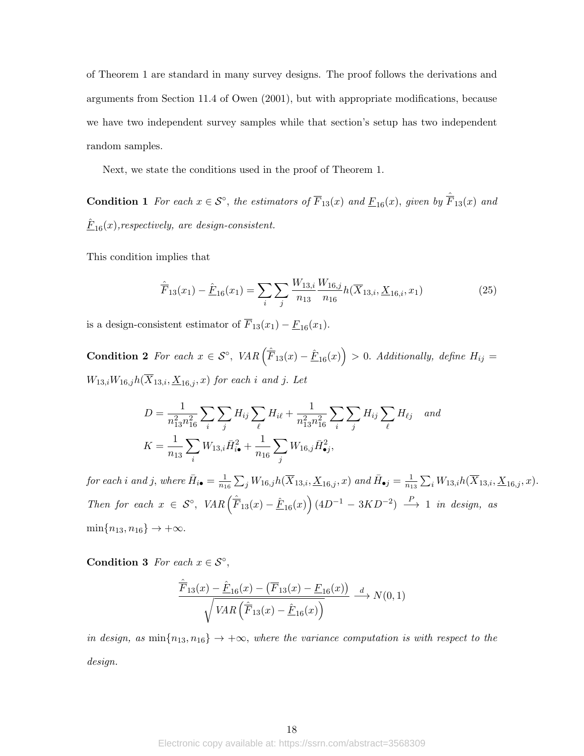of Theorem 1 are standard in many survey designs. The proof follows the derivations and arguments from Section 11.4 of Owen (2001), but with appropriate modifications, because we have two independent survey samples while that section's setup has two independent random samples.

Next, we state the conditions used in the proof of Theorem 1.

**Condition 1** *For each $x \in \mathcal{S}^\circ$, the estimators of $\overline{F}_{13}(x)$ and $\underline{F}_{16}(x)$, given by $\hat{\overline{F}}_{13}(x)$ and $\hat{\underline{F}}_{16}(x)$,respectively, are design-consistent.*

This condition implies that

$$\hat{\overline{F}}_{13}(x_1) - \hat{\underline{F}}_{16}(x_1) = \sum_i \sum_j \frac{W_{13,i}}{n_{13}} \frac{W_{16,j}}{n_{16}} h(\overline{X}_{13,i}, \underline{X}_{16,i}, x_1) \tag{25}$$

is a design-consistent estimator of $\overline{F}_{13}(x_1) - \underline{F}_{16}(x_1)$.

**Condition 2** *For each $x \in \mathcal{S}^\circ$, $VAR\left(\hat{\overline{F}}_{13}(x) - \hat{\underline{F}}_{16}(x)\right) > 0$. Additionally, define $H_{ij} = W_{13,i}W_{16,j}h(\overline{X}_{13,i}, \underline{X}_{16,j}, x)$ for each $i$ and $j$. Let*

$$D = \frac{1}{n_{13}^2 n_{16}^2} \sum_i \sum_j H_{ij} \sum_\ell H_{i\ell} + \frac{1}{n_{13}^2 n_{16}^2} \sum_i \sum_j H_{ij} \sum_\ell H_{\ell j} \quad \textit{and}$$
$$K = \frac{1}{n_{13}} \sum_i W_{13,i} \bar{H}_{i\bullet}^2 + \frac{1}{n_{16}} \sum_j W_{16,j} \bar{H}_{\bullet j}^2,$$

*for each $i$ and $j$, where $\bar{H}_{i\bullet} = \frac{1}{n_{16}} \sum_j W_{16,j} h(\overline{X}_{13,i}, \underline{X}_{16,j}, x)$ and $\bar{H}_{\bullet j} = \frac{1}{n_{13}} \sum_i W_{13,i} h(\overline{X}_{13,i}, \underline{X}_{16,j}, x)$. Then for each $x \in \mathcal{S}^\circ$, $VAR\left(\hat{\overline{F}}_{13}(x) - \hat{\underline{F}}_{16}(x)\right)(4D^{-1} - 3KD^{-2}) \xrightarrow{P} 1$ in design, as $\min\{n_{13}, n_{16}\} \to +\infty$.*

**Condition 3** *For each $x \in \mathcal{S}^\circ$,*

$$\frac{\hat{\overline{F}}_{13}(x) - \hat{\underline{F}}_{16}(x) - \left(\overline{F}_{13}(x) - \underline{F}_{16}(x)\right)}{\sqrt{VAR\left(\hat{\overline{F}}_{13}(x) - \hat{\underline{F}}_{16}(x)\right)}} \xrightarrow{d} N(0, 1)$$

*in design, as $\min\{n_{13}, n_{16}\} \to +\infty$, where the variance computation is with respect to the design.*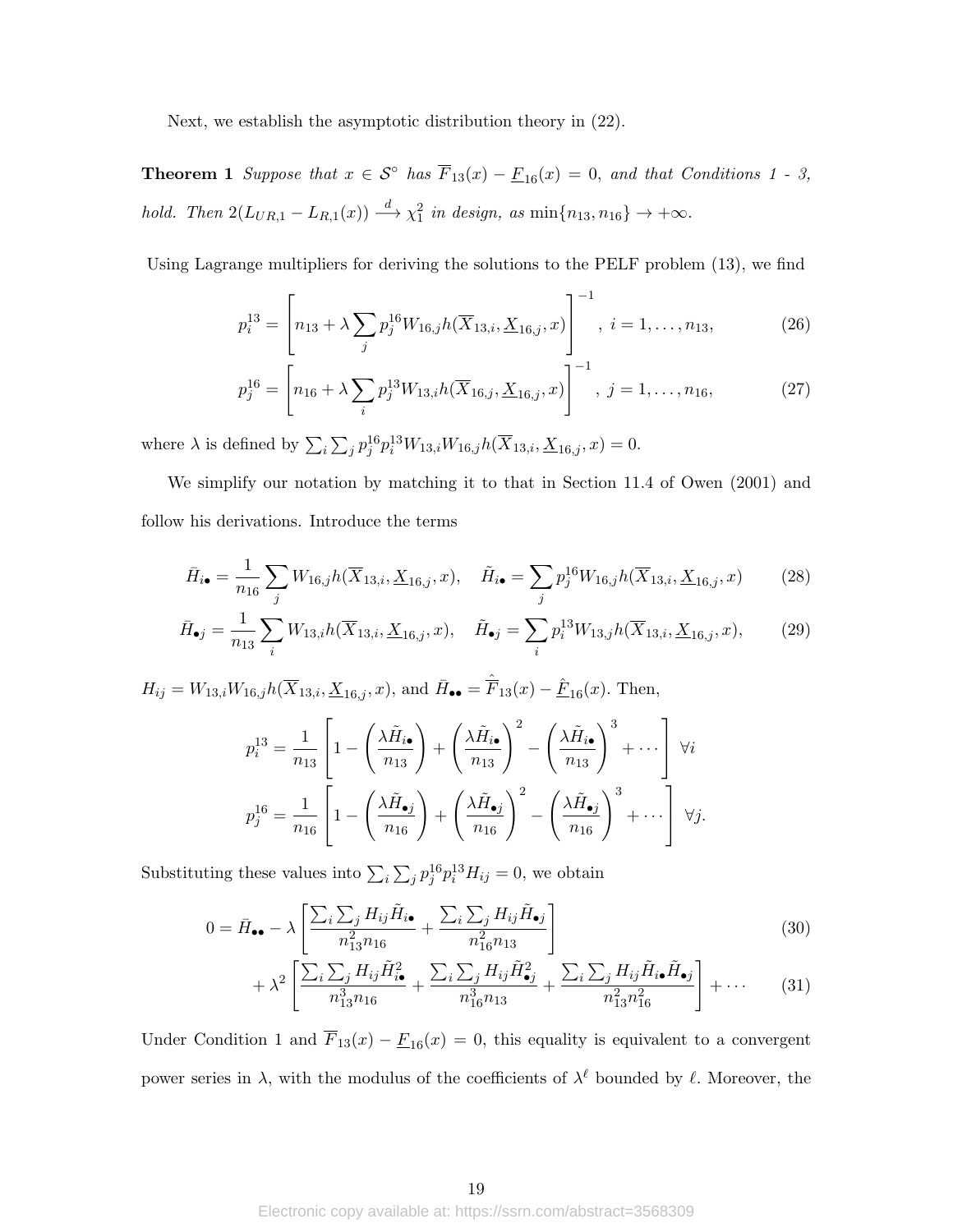Next, we establish the asymptotic distribution theory in (22).

**Theorem 1** *Suppose that $x \in \mathcal{S}^\circ$ has $\overline{F}_{13}(x) - \underline{F}_{16}(x) = 0$, and that Conditions 1 - 3, hold. Then $2(L_{UR,1} - L_{R,1}(x)) \xrightarrow{d} \chi^2_1$ in design, as $\min\{n_{13}, n_{16}\} \to +\infty$.*

Using Lagrange multipliers for deriving the solutions to the PELF problem (13), we find

$$p_i^{13} = \left[ n_{13} + \lambda \sum_j p_j^{16} W_{16,j} h(\overline{X}_{13,i}, \underline{X}_{16,j}, x) \right]^{-1}, \; i = 1, \ldots, n_{13}, \tag{26}$$

$$p_j^{16} = \left[ n_{16} + \lambda \sum_i p_j^{13} W_{13,i} h(\overline{X}_{16,j}, \underline{X}_{16,j}, x) \right]^{-1}, \; j = 1, \ldots, n_{16}, \tag{27}$$

where $\lambda$ is defined by $\sum_i \sum_j p_j^{16} p_i^{13} W_{13,i} W_{16,j} h(\overline{X}_{13,i}, \underline{X}_{16,j}, x) = 0$.

We simplify our notation by matching it to that in Section 11.4 of Owen (2001) and follow his derivations. Introduce the terms

$$\bar{H}_{i\bullet} = \frac{1}{n_{16}} \sum_j W_{16,j} h(\overline{X}_{13,i}, \underline{X}_{16,j}, x), \quad \tilde{H}_{i\bullet} = \sum_j p_j^{16} W_{16,j} h(\overline{X}_{13,i}, \underline{X}_{16,j}, x) \tag{28}$$

$$\bar{H}_{\bullet j} = \frac{1}{n_{13}} \sum_i W_{13,i} h(\overline{X}_{13,i}, \underline{X}_{16,j}, x), \quad \tilde{H}_{\bullet j} = \sum_i p_i^{13} W_{13,j} h(\overline{X}_{13,i}, \underline{X}_{16,j}, x), \tag{29}$$

$H_{ij} = W_{13,i} W_{16,j} h(\overline{X}_{13,i}, \underline{X}_{16,j}, x)$, and $\bar{H}_{\bullet\bullet} = \hat{\overline{F}}_{13}(x) - \hat{\underline{F}}_{16}(x)$. Then,

$$p_i^{13} = \frac{1}{n_{13}} \left[ 1 - \left( \frac{\lambda \tilde{H}_{i\bullet}}{n_{13}} \right) + \left( \frac{\lambda \tilde{H}_{i\bullet}}{n_{13}} \right)^2 - \left( \frac{\lambda \tilde{H}_{i\bullet}}{n_{13}} \right)^3 + \cdots \right] \; \forall i$$

$$p_j^{16} = \frac{1}{n_{16}} \left[ 1 - \left( \frac{\lambda \tilde{H}_{\bullet j}}{n_{16}} \right) + \left( \frac{\lambda \tilde{H}_{\bullet j}}{n_{16}} \right)^2 - \left( \frac{\lambda \tilde{H}_{\bullet j}}{n_{16}} \right)^3 + \cdots \right] \; \forall j.$$

Substituting these values into $\sum_i \sum_j p_j^{16} p_i^{13} H_{ij} = 0$, we obtain

$$0 = \bar{H}_{\bullet\bullet} - \lambda \left[ \frac{\sum_i \sum_j H_{ij} \tilde{H}_{i\bullet}}{n_{13}^2 n_{16}} + \frac{\sum_i \sum_j H_{ij} \tilde{H}_{\bullet j}}{n_{16}^2 n_{13}} \right] \tag{30}$$

$$+ \lambda^2 \left[ \frac{\sum_i \sum_j H_{ij} \tilde{H}_{i\bullet}^2}{n_{13}^3 n_{16}} + \frac{\sum_i \sum_j H_{ij} \tilde{H}_{\bullet j}^2}{n_{16}^3 n_{13}} + \frac{\sum_i \sum_j H_{ij} \tilde{H}_{i\bullet} \tilde{H}_{\bullet j}}{n_{13}^2 n_{16}^2} \right] + \cdots \tag{31}$$

Under Condition 1 and $\overline{F}_{13}(x) - \underline{F}_{16}(x) = 0$, this equality is equivalent to a convergent power series in $\lambda$, with the modulus of the coefficients of $\lambda^\ell$ bounded by $\ell$. Moreover, the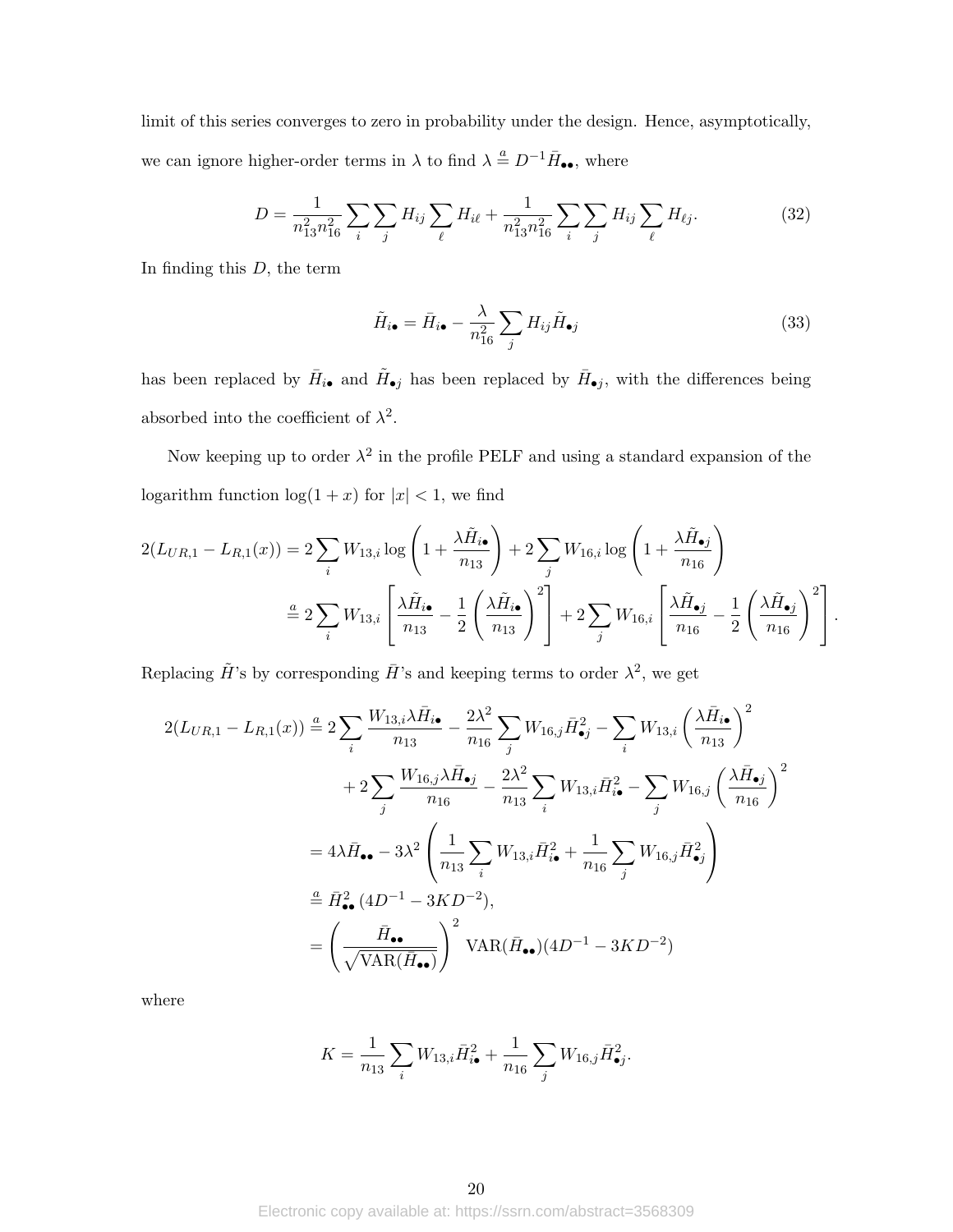limit of this series converges to zero in probability under the design. Hence, asymptotically, we can ignore higher-order terms in $\lambda$ to find $\lambda \stackrel{a}{=} D^{-1}\bar{H}_{\bullet\bullet}$, where

$$D = \frac{1}{n_{13}^2 n_{16}^2} \sum_i \sum_j H_{ij} \sum_\ell H_{i\ell} + \frac{1}{n_{13}^2 n_{16}^2} \sum_i \sum_j H_{ij} \sum_\ell H_{\ell j}. \tag{32}$$

In finding this $D$, the term

$$\tilde{H}_{i\bullet} = \bar{H}_{i\bullet} - \frac{\lambda}{n_{16}^2} \sum_j H_{ij} \tilde{H}_{\bullet j} \tag{33}$$

has been replaced by $\bar{H}_{i\bullet}$ and $\tilde{H}_{\bullet j}$ has been replaced by $\bar{H}_{\bullet j}$, with the differences being absorbed into the coefficient of $\lambda^2$.

Now keeping up to order $\lambda^2$ in the profile PELF and using a standard expansion of the logarithm function $\log(1+x)$ for $|x| < 1$, we find

$$\begin{aligned}
2(L_{UR,1} - L_{R,1}(x)) &= 2\sum_i W_{13,i} \log\left(1 + \frac{\lambda \tilde{H}_{i\bullet}}{n_{13}}\right) + 2\sum_j W_{16,i} \log\left(1 + \frac{\lambda \tilde{H}_{\bullet j}}{n_{16}}\right) \\
&\stackrel{a}{=} 2\sum_i W_{13,i} \left[\frac{\lambda \tilde{H}_{i\bullet}}{n_{13}} - \frac{1}{2}\left(\frac{\lambda \tilde{H}_{i\bullet}}{n_{13}}\right)^2\right] + 2\sum_j W_{16,i} \left[\frac{\lambda \tilde{H}_{\bullet j}}{n_{16}} - \frac{1}{2}\left(\frac{\lambda \tilde{H}_{\bullet j}}{n_{16}}\right)^2\right].
\end{aligned}$$

Replacing $\tilde{H}$'s by corresponding $\bar{H}$'s and keeping terms to order $\lambda^2$, we get

$$\begin{aligned}
2(L_{UR,1} - L_{R,1}(x)) &\stackrel{a}{=} 2\sum_i \frac{W_{13,i}\lambda \bar{H}_{i\bullet}}{n_{13}} - \frac{2\lambda^2}{n_{16}} \sum_j W_{16,j} \bar{H}_{\bullet j}^2 - \sum_i W_{13,i} \left(\frac{\lambda \bar{H}_{i\bullet}}{n_{13}}\right)^2 \\
&\quad + 2\sum_j \frac{W_{16,j}\lambda \bar{H}_{\bullet j}}{n_{16}} - \frac{2\lambda^2}{n_{13}} \sum_i W_{13,i} \bar{H}_{i\bullet}^2 - \sum_j W_{16,j} \left(\frac{\lambda \bar{H}_{\bullet j}}{n_{16}}\right)^2 \\
&= 4\lambda \bar{H}_{\bullet\bullet} - 3\lambda^2 \left(\frac{1}{n_{13}} \sum_i W_{13,i} \bar{H}_{i\bullet}^2 + \frac{1}{n_{16}} \sum_j W_{16,j} \bar{H}_{\bullet j}^2\right) \\
&\stackrel{a}{=} \bar{H}_{\bullet\bullet}^2 \,(4D^{-1} - 3KD^{-2}), \\
&= \left(\frac{\bar{H}_{\bullet\bullet}}{\sqrt{\mathrm{VAR}(\bar{H}_{\bullet\bullet})}}\right)^2 \mathrm{VAR}(\bar{H}_{\bullet\bullet})(4D^{-1} - 3KD^{-2})
\end{aligned}$$

where

$$K = \frac{1}{n_{13}} \sum_i W_{13,i} \bar{H}_{i\bullet}^2 + \frac{1}{n_{16}} \sum_j W_{16,j} \bar{H}_{\bullet j}^2.$$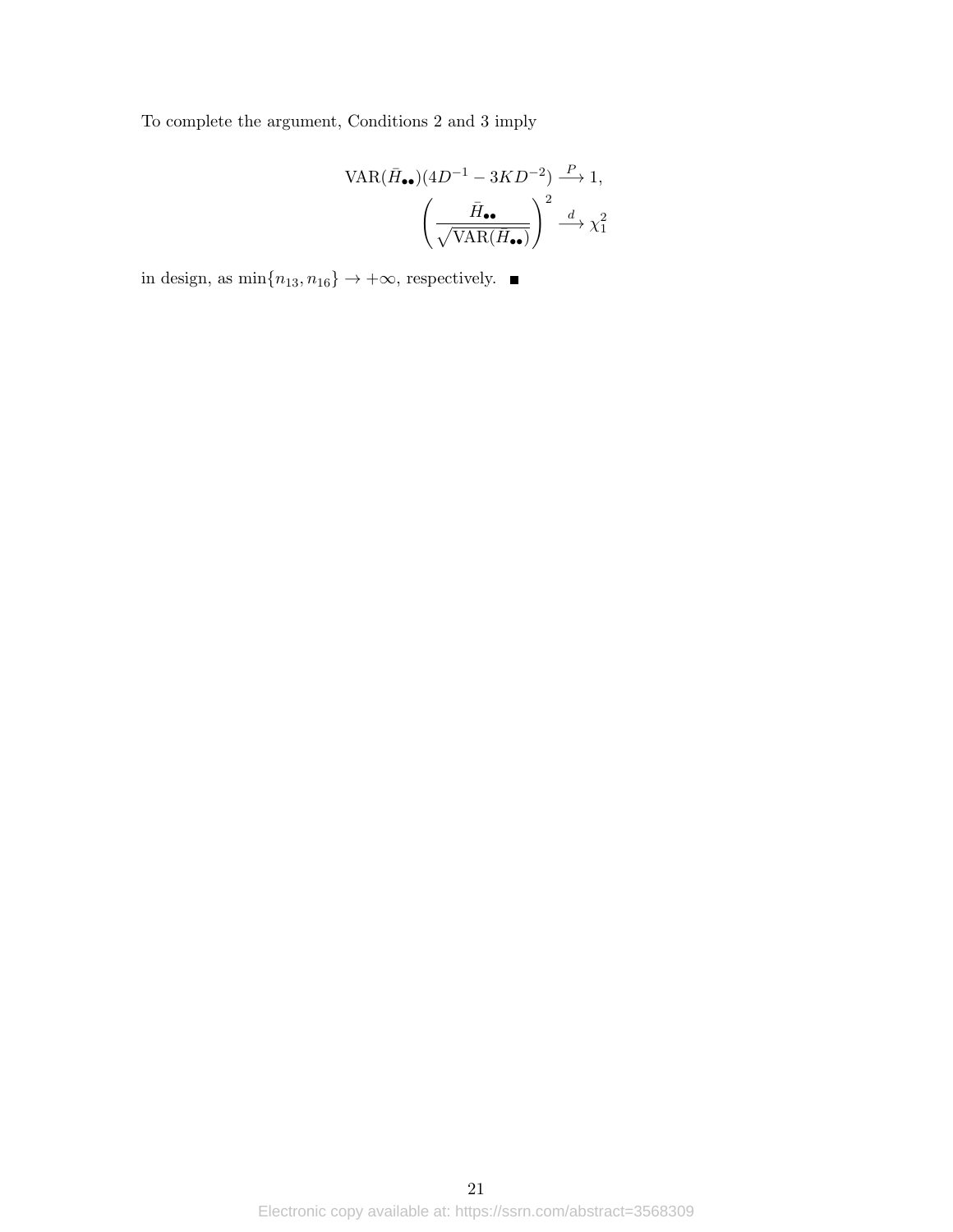To complete the argument, Conditions 2 and 3 imply

$$\mathrm{VAR}(\bar{H}_{\bullet\bullet})(4D^{-1} - 3KD^{-2}) \xrightarrow{P} 1,$$

$$\left(\frac{\bar{H}_{\bullet\bullet}}{\sqrt{\mathrm{VAR}(\bar{H}_{\bullet\bullet})}}\right)^2 \xrightarrow{d} \chi_1^2$$

in design, as $\min\{n_{13}, n_{16}\} \to +\infty$, respectively. ■

Electronic copy available at: https://ssrn.com/abstract=3568309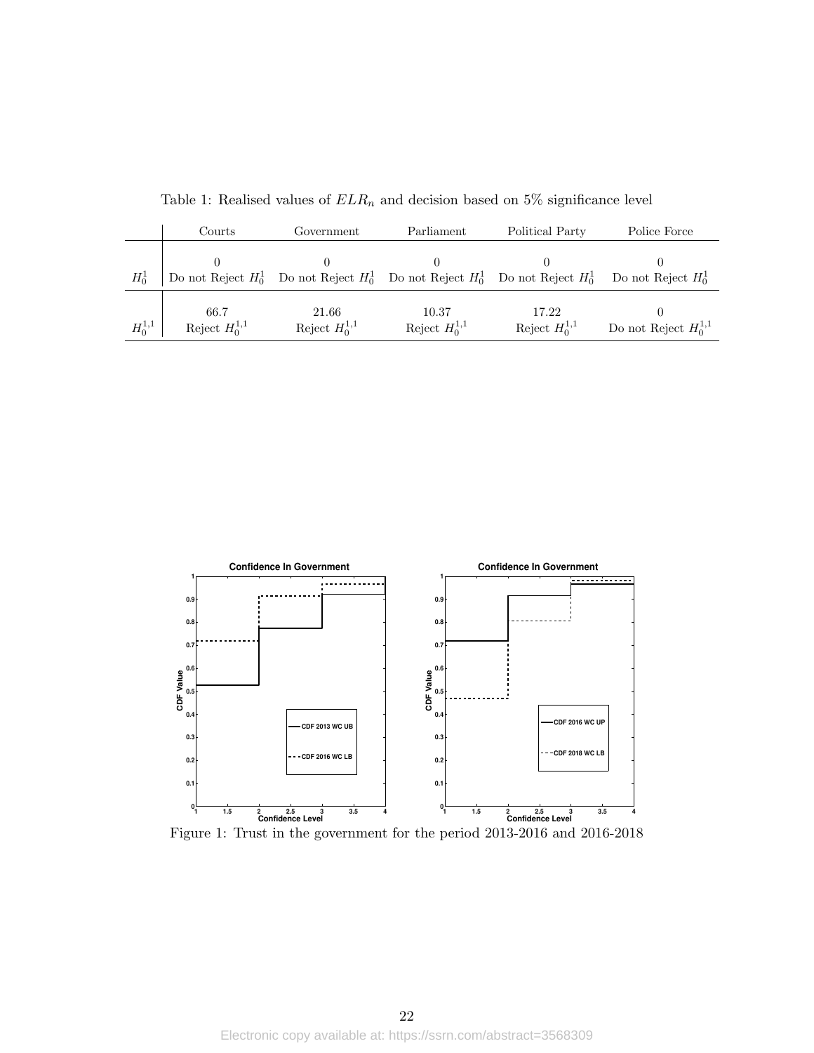Table 1: Realised values of $ELR_n$ and decision based on 5% significance level

| | Courts | Government | Parliament | Political Party | Police Force |
|---|---|---|---|---|---|
| $H_0^1$ | 0<br>Do not Reject $H_0^1$ | 0<br>Do not Reject $H_0^1$ | 0<br>Do not Reject $H_0^1$ | 0<br>Do not Reject $H_0^1$ | 0<br>Do not Reject $H_0^1$ |
| $H_0^{1,1}$ | 66.7<br>Reject $H_0^{1,1}$ | 21.66<br>Reject $H_0^{1,1}$ | 10.37<br>Reject $H_0^{1,1}$ | 17.22<br>Reject $H_0^{1,1}$ | 0<br>Do not Reject $H_0^{1,1}$ |

Confidence In Government

CDF Value

Confidence Level

CDF 2013 WC UB

CDF 2016 WC LB

Confidence In Government

CDF Value

Confidence Level

CDF 2016 WC UP

CDF 2018 WC LB

Figure 1: Trust in the government for the period 2013-2016 and 2016-2018